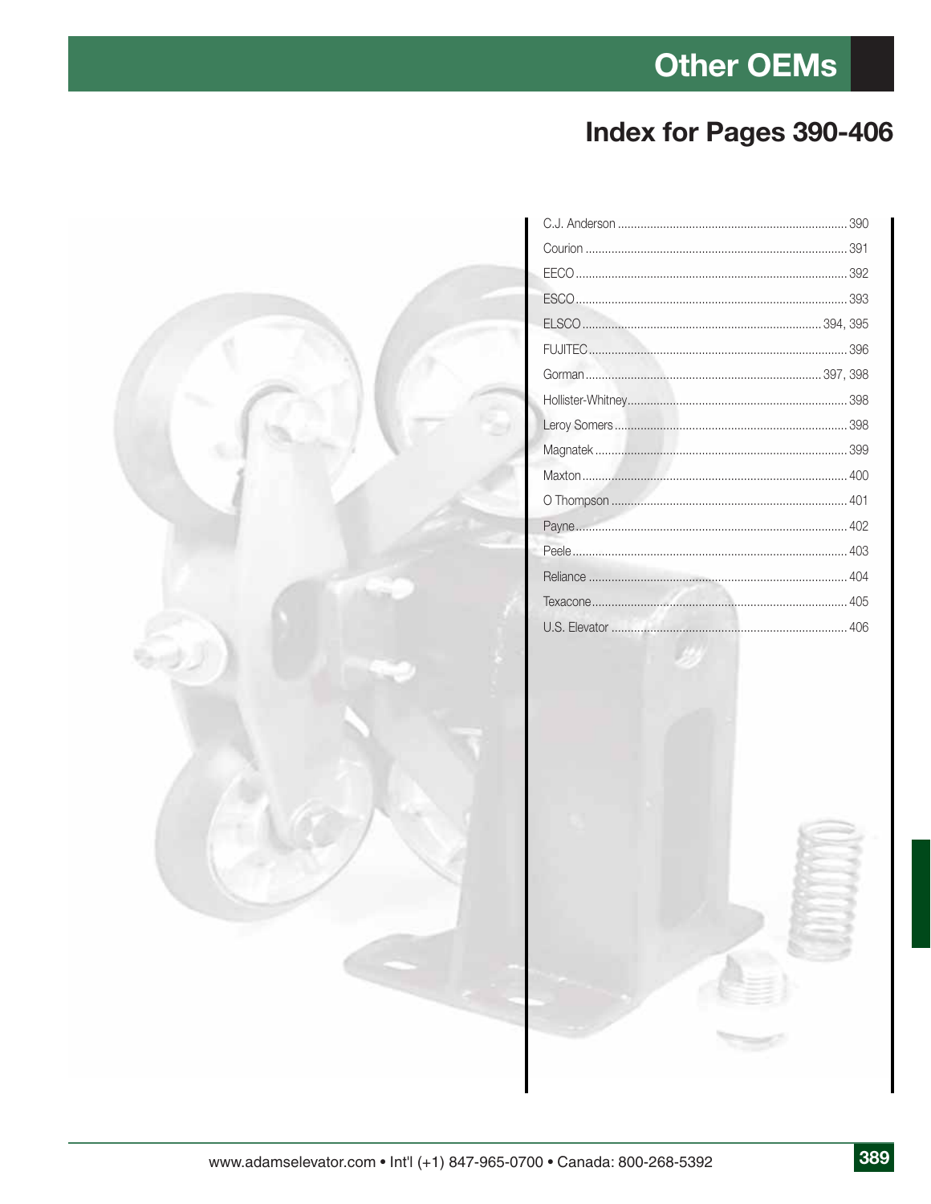# Other OEMs

## Index for Pages 390-406

| | |
|---|---|
| C.J. Anderson | 390 |
| Courion | 391 |
| EECO | 392 |
| ESCO | 393 |
| ELSCO | 394, 395 |
| FUJITEC | 396 |
| Gorman | 397, 398 |
| Hollister-Whitney | 398 |
| Leroy Somers | 398 |
| Magnatek | 399 |
| Maxton | 400 |
| O Thompson | 401 |
| Payne | 402 |
| Peele | 403 |
| Reliance | 404 |
| Texacone | 405 |
| U.S. Elevator | 406 |

www.adamselevator.com • Int'l (+1) 847-965-0700 • Canada: 800-268-5392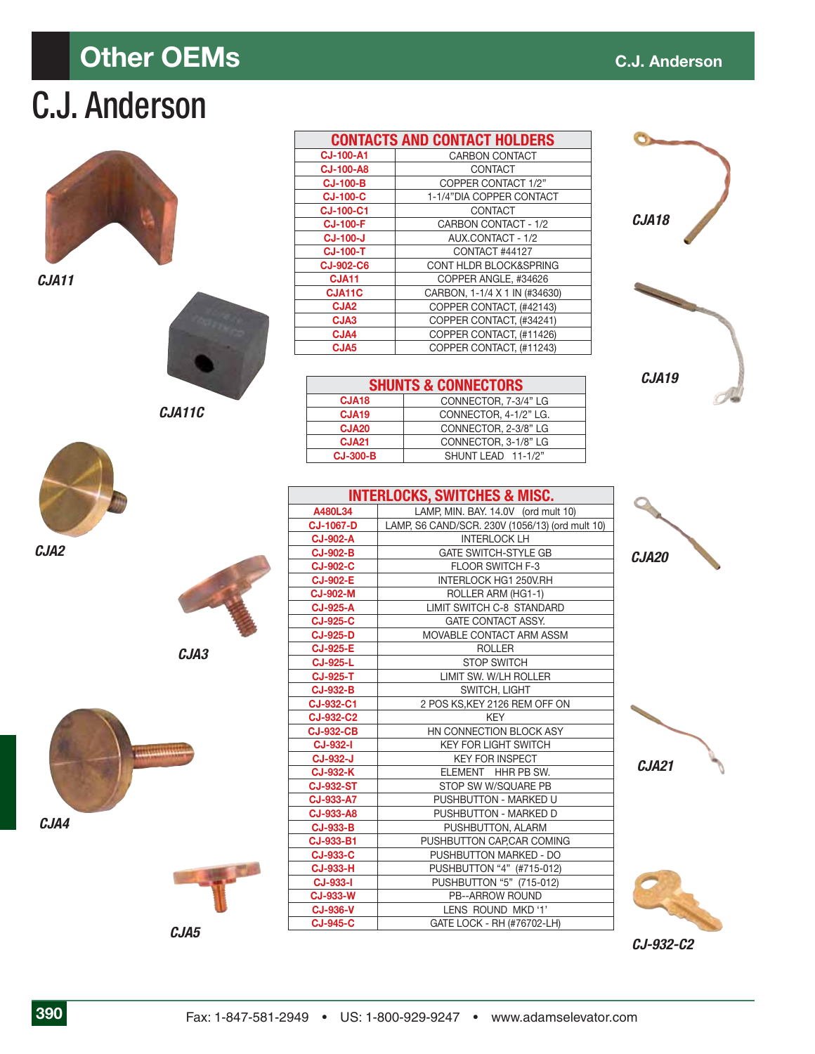# C.J. Anderson

## CONTACTS AND CONTACT HOLDERS

| Part No. | Description |
|---|---|
| CJ-100-A1 | CARBON CONTACT |
| CJ-100-A8 | CONTACT |
| CJ-100-B | COPPER CONTACT 1/2" |
| CJ-100-C | 1-1/4"DIA COPPER CONTACT |
| CJ-100-C1 | CONTACT |
| CJ-100-F | CARBON CONTACT - 1/2 |
| CJ-100-J | AUX.CONTACT - 1/2 |
| CJ-100-T | CONTACT #44127 |
| CJ-902-C6 | CONT HLDR BLOCK&SPRING |
| CJA11 | COPPER ANGLE, #34626 |
| CJA11C | CARBON, 1-1/4 X 1 IN (#34630) |
| CJA2 | COPPER CONTACT, (#42143) |
| CJA3 | COPPER CONTACT, (#34241) |
| CJA4 | COPPER CONTACT, (#11426) |
| CJA5 | COPPER CONTACT, (#11243) |

## SHUNTS & CONNECTORS

| Part No. | Description |
|---|---|
| CJA18 | CONNECTOR, 7-3/4" LG |
| CJA19 | CONNECTOR, 4-1/2" LG. |
| CJA20 | CONNECTOR, 2-3/8" LG |
| CJA21 | CONNECTOR, 3-1/8" LG |
| CJ-300-B | SHUNT LEAD 11-1/2" |

## INTERLOCKS, SWITCHES & MISC.

| Part No. | Description |
|---|---|
| A480L34 | LAMP, MIN. BAY. 14.0V (ord mult 10) |
| CJ-1067-D | LAMP, S6 CAND/SCR. 230V (1056/13) (ord mult 10) |
| CJ-902-A | INTERLOCK LH |
| CJ-902-B | GATE SWITCH-STYLE GB |
| CJ-902-C | FLOOR SWITCH F-3 |
| CJ-902-E | INTERLOCK HG1 250V.RH |
| CJ-902-M | ROLLER ARM (HG1-1) |
| CJ-925-A | LIMIT SWITCH C-8 STANDARD |
| CJ-925-C | GATE CONTACT ASSY. |
| CJ-925-D | MOVABLE CONTACT ARM ASSM |
| CJ-925-E | ROLLER |
| CJ-925-L | STOP SWITCH |
| CJ-925-T | LIMIT SW. W/LH ROLLER |
| CJ-932-B | SWITCH, LIGHT |
| CJ-932-C1 | 2 POS KS,KEY 2126 REM OFF ON |
| CJ-932-C2 | KEY |
| CJ-932-CB | HN CONNECTION BLOCK ASY |
| CJ-932-I | KEY FOR LIGHT SWITCH |
| CJ-932-J | KEY FOR INSPECT |
| CJ-932-K | ELEMENT HHR PB SW. |
| CJ-932-ST | STOP SW W/SQUARE PB |
| CJ-933-A7 | PUSHBUTTON - MARKED U |
| CJ-933-A8 | PUSHBUTTON - MARKED D |
| CJ-933-B | PUSHBUTTON, ALARM |
| CJ-933-B1 | PUSHBUTTON CAP,CAR COMING |
| CJ-933-C | PUSHBUTTON MARKED - DO |
| CJ-933-H | PUSHBUTTON "4" (#715-012) |
| CJ-933-I | PUSHBUTTON "5" (715-012) |
| CJ-933-W | PB--ARROW ROUND |
| CJ-936-V | LENS ROUND MKD '1' |
| CJ-945-C | GATE LOCK - RH (#76702-LH) |

CJA11

CJA11C

CJA2

CJA3

CJA4

CJA5

CJA18

CJA19

CJA20

CJA21

CJ-932-C2

Fax: 1-847-581-2949 • US: 1-800-929-9247 • www.adamselevator.com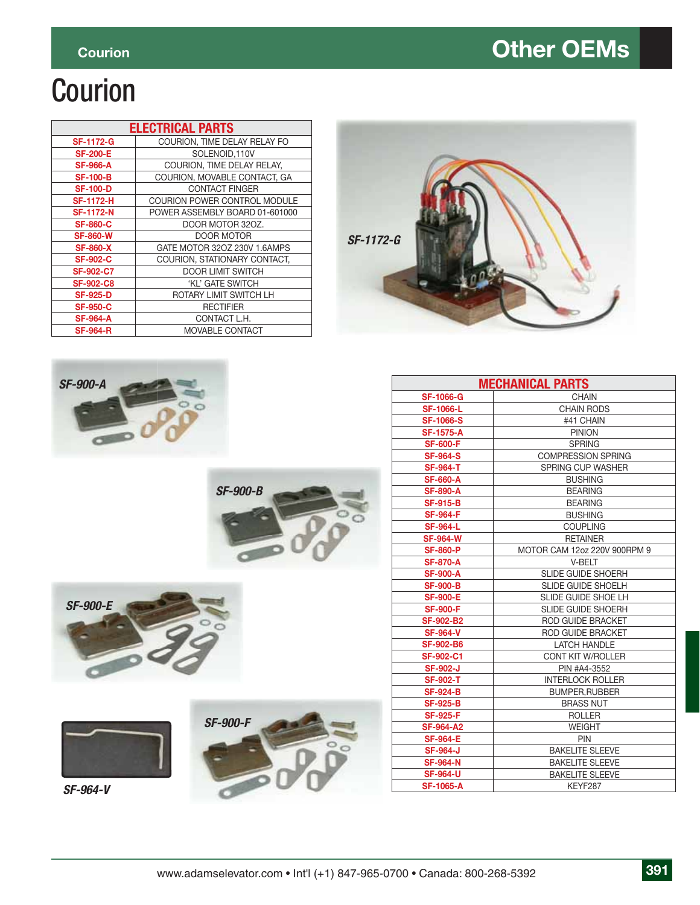# Courion

| ELECTRICAL PARTS | |
|---|---|
| SF-1172-G | COURION, TIME DELAY RELAY FO |
| SF-200-E | SOLENOID,110V |
| SF-966-A | COURION, TIME DELAY RELAY, |
| SF-100-B | COURION, MOVABLE CONTACT, GA |
| SF-100-D | CONTACT FINGER |
| SF-1172-H | COURION POWER CONTROL MODULE |
| SF-1172-N | POWER ASSEMBLY BOARD 01-601000 |
| SF-860-C | DOOR MOTOR 32OZ. |
| SF-860-W | DOOR MOTOR |
| SF-860-X | GATE MOTOR 32OZ 230V 1.6AMPS |
| SF-902-C | COURION, STATIONARY CONTACT, |
| SF-902-C7 | DOOR LIMIT SWITCH |
| SF-902-C8 | 'KL' GATE SWITCH |
| SF-925-D | ROTARY LIMIT SWITCH LH |
| SF-950-C | RECTIFIER |
| SF-964-A | CONTACT L.H. |
| SF-964-R | MOVABLE CONTACT |

SF-1172-G

SF-900-A

SF-900-B

SF-900-E

SF-964-V

SF-900-F

| MECHANICAL PARTS | |
|---|---|
| SF-1066-G | CHAIN |
| SF-1066-L | CHAIN RODS |
| SF-1066-S | #41 CHAIN |
| SF-1575-A | PINION |
| SF-600-F | SPRING |
| SF-964-S | COMPRESSION SPRING |
| SF-964-T | SPRING CUP WASHER |
| SF-660-A | BUSHING |
| SF-890-A | BEARING |
| SF-915-B | BEARING |
| SF-964-F | BUSHING |
| SF-964-L | COUPLING |
| SF-964-W | RETAINER |
| SF-860-P | MOTOR CAM 12oz 220V 900RPM 9 |
| SF-870-A | V-BELT |
| SF-900-A | SLIDE GUIDE SHOERH |
| SF-900-B | SLIDE GUIDE SHOELH |
| SF-900-E | SLIDE GUIDE SHOE LH |
| SF-900-F | SLIDE GUIDE SHOERH |
| SF-902-B2 | ROD GUIDE BRACKET |
| SF-964-V | ROD GUIDE BRACKET |
| SF-902-B6 | LATCH HANDLE |
| SF-902-C1 | CONT KIT W/ROLLER |
| SF-902-J | PIN #A4-3552 |
| SF-902-T | INTERLOCK ROLLER |
| SF-924-B | BUMPER,RUBBER |
| SF-925-B | BRASS NUT |
| SF-925-F | ROLLER |
| SF-964-A2 | WEIGHT |
| SF-964-E | PIN |
| SF-964-J | BAKELITE SLEEVE |
| SF-964-N | BAKELITE SLEEVE |
| SF-964-U | BAKELITE SLEEVE |
| SF-1065-A | KEYF287 |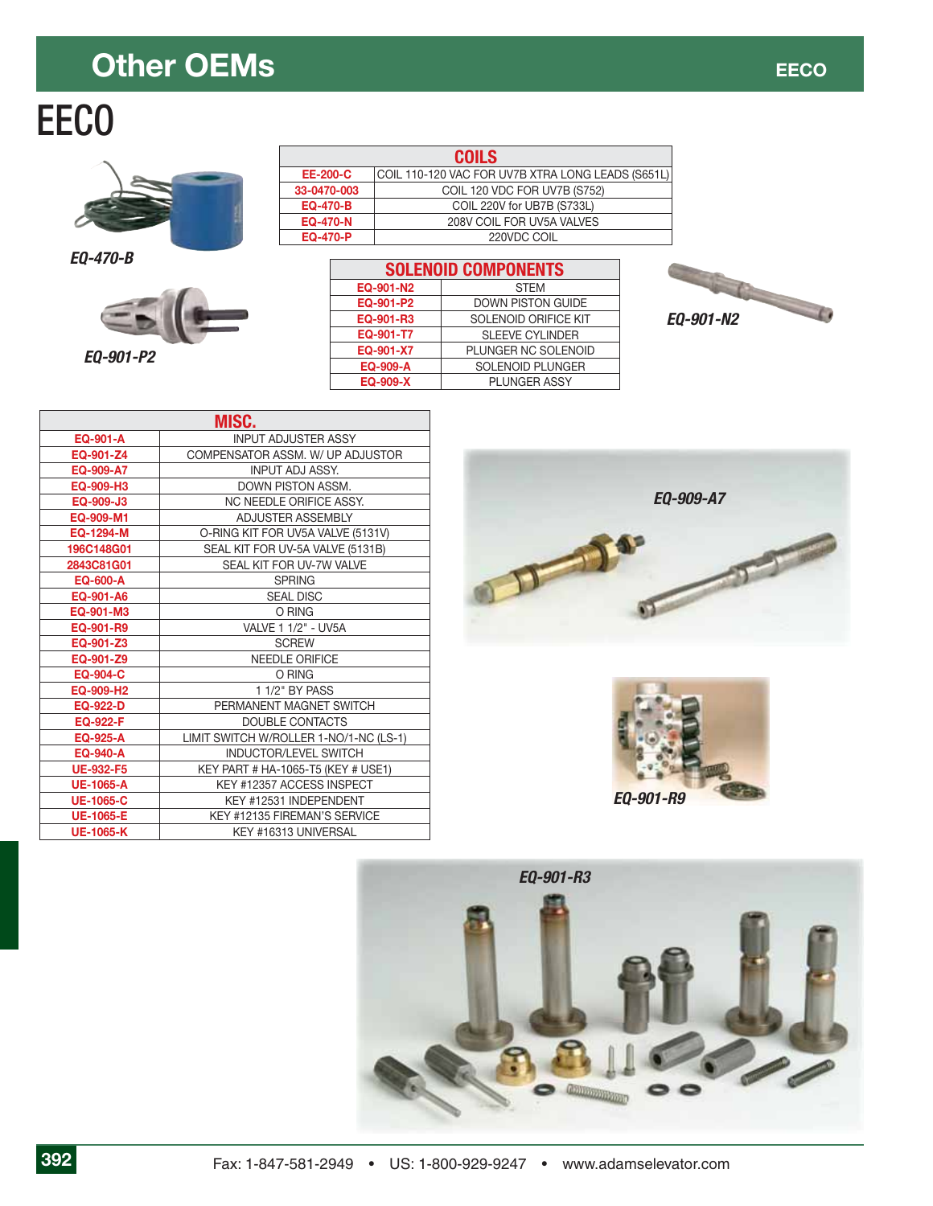# EECO

EQ-470-B

EQ-901-P2

| COILS | |
|---|---|
| EE-200-C | COIL 110-120 VAC FOR UV7B XTRA LONG LEADS (S651L) |
| 33-0470-003 | COIL 120 VDC FOR UV7B (S752) |
| EQ-470-B | COIL 220V for UB7B (S733L) |
| EQ-470-N | 208V COIL FOR UV5A VALVES |
| EQ-470-P | 220VDC COIL |

| SOLENOID COMPONENTS | |
|---|---|
| EQ-901-N2 | STEM |
| EQ-901-P2 | DOWN PISTON GUIDE |
| EQ-901-R3 | SOLENOID ORIFICE KIT |
| EQ-901-T7 | SLEEVE CYLINDER |
| EQ-901-X7 | PLUNGER NC SOLENOID |
| EQ-909-A | SOLENOID PLUNGER |
| EQ-909-X | PLUNGER ASSY |

EQ-901-N2

| MISC. | |
|---|---|
| EQ-901-A | INPUT ADJUSTER ASSY |
| EQ-901-Z4 | COMPENSATOR ASSM. W/ UP ADJUSTOR |
| EQ-909-A7 | INPUT ADJ ASSY. |
| EQ-909-H3 | DOWN PISTON ASSM. |
| EQ-909-J3 | NC NEEDLE ORIFICE ASSY. |
| EQ-909-M1 | ADJUSTER ASSEMBLY |
| EQ-1294-M | O-RING KIT FOR UV5A VALVE (5131V) |
| 196C148G01 | SEAL KIT FOR UV-5A VALVE (5131B) |
| 2843C81G01 | SEAL KIT FOR UV-7W VALVE |
| EQ-600-A | SPRING |
| EQ-901-A6 | SEAL DISC |
| EQ-901-M3 | O RING |
| EQ-901-R9 | VALVE 1 1/2" - UV5A |
| EQ-901-Z3 | SCREW |
| EQ-901-Z9 | NEEDLE ORIFICE |
| EQ-904-C | O RING |
| EQ-909-H2 | 1 1/2" BY PASS |
| EQ-922-D | PERMANENT MAGNET SWITCH |
| EQ-922-F | DOUBLE CONTACTS |
| EQ-925-A | LIMIT SWITCH W/ROLLER 1-NO/1-NC (LS-1) |
| EQ-940-A | INDUCTOR/LEVEL SWITCH |
| UE-932-F5 | KEY PART # HA-1065-T5 (KEY # USE1) |
| UE-1065-A | KEY #12357 ACCESS INSPECT |
| UE-1065-C | KEY #12531 INDEPENDENT |
| UE-1065-E | KEY #12135 FIREMAN'S SERVICE |
| UE-1065-K | KEY #16313 UNIVERSAL |

EQ-909-A7

EQ-901-R9

EQ-901-R3

Fax: 1-847-581-2949 • US: 1-800-929-9247 • www.adamselevator.com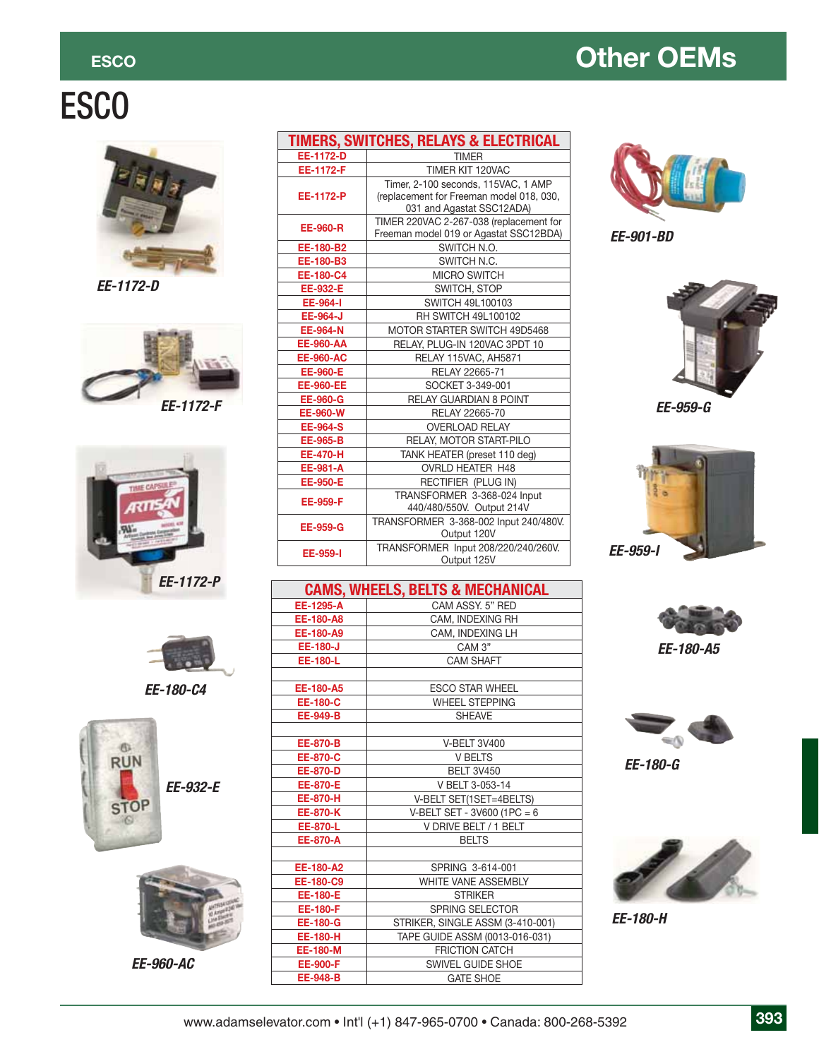# ESCO

## TIMERS, SWITCHES, RELAYS & ELECTRICAL

| Part No. | Description |
|---|---|
| EE-1172-D | TIMER |
| EE-1172-F | TIMER KIT 120VAC |
| EE-1172-P | Timer, 2-100 seconds, 115VAC, 1 AMP (replacement for Freeman model 018, 030, 031 and Agastat SSC12ADA) |
| EE-960-R | TIMER 220VAC 2-267-038 (replacement for Freeman model 019 or Agastat SSC12BDA) |
| EE-180-B2 | SWITCH N.O. |
| EE-180-B3 | SWITCH N.C. |
| EE-180-C4 | MICRO SWITCH |
| EE-932-E | SWITCH, STOP |
| EE-964-I | SWITCH 49L100103 |
| EE-964-J | RH SWITCH 49L100102 |
| EE-964-N | MOTOR STARTER SWITCH 49D5468 |
| EE-960-AA | RELAY, PLUG-IN 120VAC 3PDT 10 |
| EE-960-AC | RELAY 115VAC, AH5871 |
| EE-960-E | RELAY 22665-71 |
| EE-960-EE | SOCKET 3-349-001 |
| EE-960-G | RELAY GUARDIAN 8 POINT |
| EE-960-W | RELAY 22665-70 |
| EE-964-S | OVERLOAD RELAY |
| EE-965-B | RELAY, MOTOR START-PILO |
| EE-470-H | TANK HEATER (preset 110 deg) |
| EE-981-A | OVRLD HEATER H48 |
| EE-950-E | RECTIFIER (PLUG IN) |
| EE-959-F | TRANSFORMER 3-368-024 Input 440/480/550V. Output 214V |
| EE-959-G | TRANSFORMER 3-368-002 Input 240/480V. Output 120V |
| EE-959-I | TRANSFORMER Input 208/220/240/260V. Output 125V |

## CAMS, WHEELS, BELTS & MECHANICAL

| Part No. | Description |
|---|---|
| EE-1295-A | CAM ASSY. 5" RED |
| EE-180-A8 | CAM, INDEXING RH |
| EE-180-A9 | CAM, INDEXING LH |
| EE-180-J | CAM 3" |
| EE-180-L | CAM SHAFT |
| | |
| EE-180-A5 | ESCO STAR WHEEL |
| EE-180-C | WHEEL STEPPING |
| EE-949-B | SHEAVE |
| | |
| EE-870-B | V-BELT 3V400 |
| EE-870-C | V BELTS |
| EE-870-D | BELT 3V450 |
| EE-870-E | V BELT 3-053-14 |
| EE-870-H | V-BELT SET(1SET=4BELTS) |
| EE-870-K | V-BELT SET - 3V600 (1PC = 6 |
| EE-870-L | V DRIVE BELT / 1 BELT |
| EE-870-A | BELTS |
| | |
| EE-180-A2 | SPRING 3-614-001 |
| EE-180-C9 | WHITE VANE ASSEMBLY |
| EE-180-E | STRIKER |
| EE-180-F | SPRING SELECTOR |
| EE-180-G | STRIKER, SINGLE ASSM (3-410-001) |
| EE-180-H | TAPE GUIDE ASSM (0013-016-031) |
| EE-180-M | FRICTION CATCH |
| EE-900-F | SWIVEL GUIDE SHOE |
| EE-948-B | GATE SHOE |

*EE-1172-D*

*EE-1172-F*

*EE-1172-P*

*EE-180-C4*

*EE-932-E*

*EE-960-AC*

*EE-901-BD*

*EE-959-G*

*EE-959-I*

*EE-180-A5*

*EE-180-G*

*EE-180-H*

www.adamselevator.com • Int'l (+1) 847-965-0700 • Canada: 800-268-5392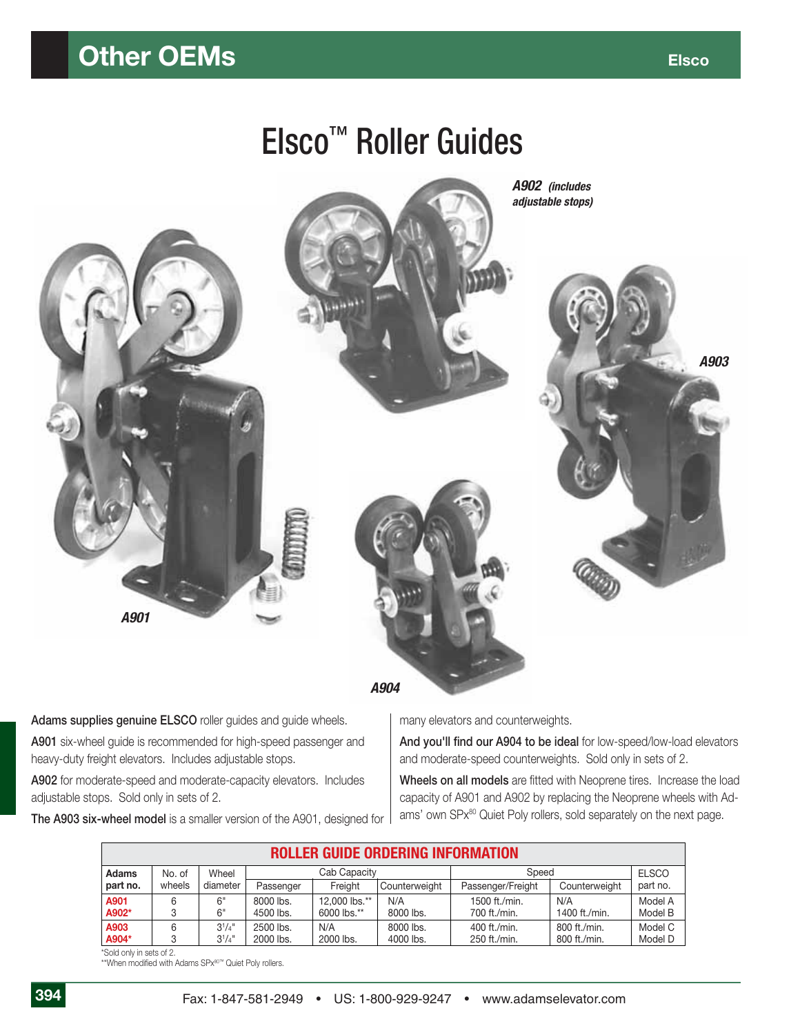# Other OEMs

Elsco

## Elsco™ Roller Guides

*A902 (includes adjustable stops)*

*A903*

*A901*

*A904*

**Adams supplies genuine ELSCO** roller guides and guide wheels.

**A901** six-wheel guide is recommended for high-speed passenger and heavy-duty freight elevators. Includes adjustable stops.

**A902** for moderate-speed and moderate-capacity elevators. Includes adjustable stops. Sold only in sets of 2.

**The A903 six-wheel model** is a smaller version of the A901, designed for many elevators and counterweights.

**And you'll find our A904 to be ideal** for low-speed/low-load elevators and moderate-speed counterweights. Sold only in sets of 2.

**Wheels on all models** are fitted with Neoprene tires. Increase the load capacity of A901 and A902 by replacing the Neoprene wheels with Adams' own SPx[80] Quiet Poly rollers, sold separately on the next page.

**ROLLER GUIDE ORDERING INFORMATION**

| Adams part no. | No. of wheels | Wheel diameter | Cab Capacity | | | Speed | | ELSCO part no. |
|---|---|---|---|---|---|---|---|---|
| | | | Passenger | Freight | Counterweight | Passenger/Freight | Counterweight | |
| A901 | 6 | 6" | 8000 lbs. | 12,000 lbs.** | N/A | 1500 ft./min. | N/A | Model A |
| A902* | 3 | 6" | 4500 lbs. | 6000 lbs.** | 8000 lbs. | 700 ft./min. | 1400 ft./min. | Model B |
| A903 | 6 | 3¼" | 2500 lbs. | N/A | 8000 lbs. | 400 ft./min. | 800 ft./min. | Model C |
| A904* | 3 | 3¼" | 2000 lbs. | 2000 lbs. | 4000 lbs. | 250 ft./min. | 800 ft./min. | Model D |

*Sold only in sets of 2.
**When modified with Adams SPx[80]™ Quiet Poly rollers.

Fax: 1-847-581-2949 • US: 1-800-929-9247 • www.adamselevator.com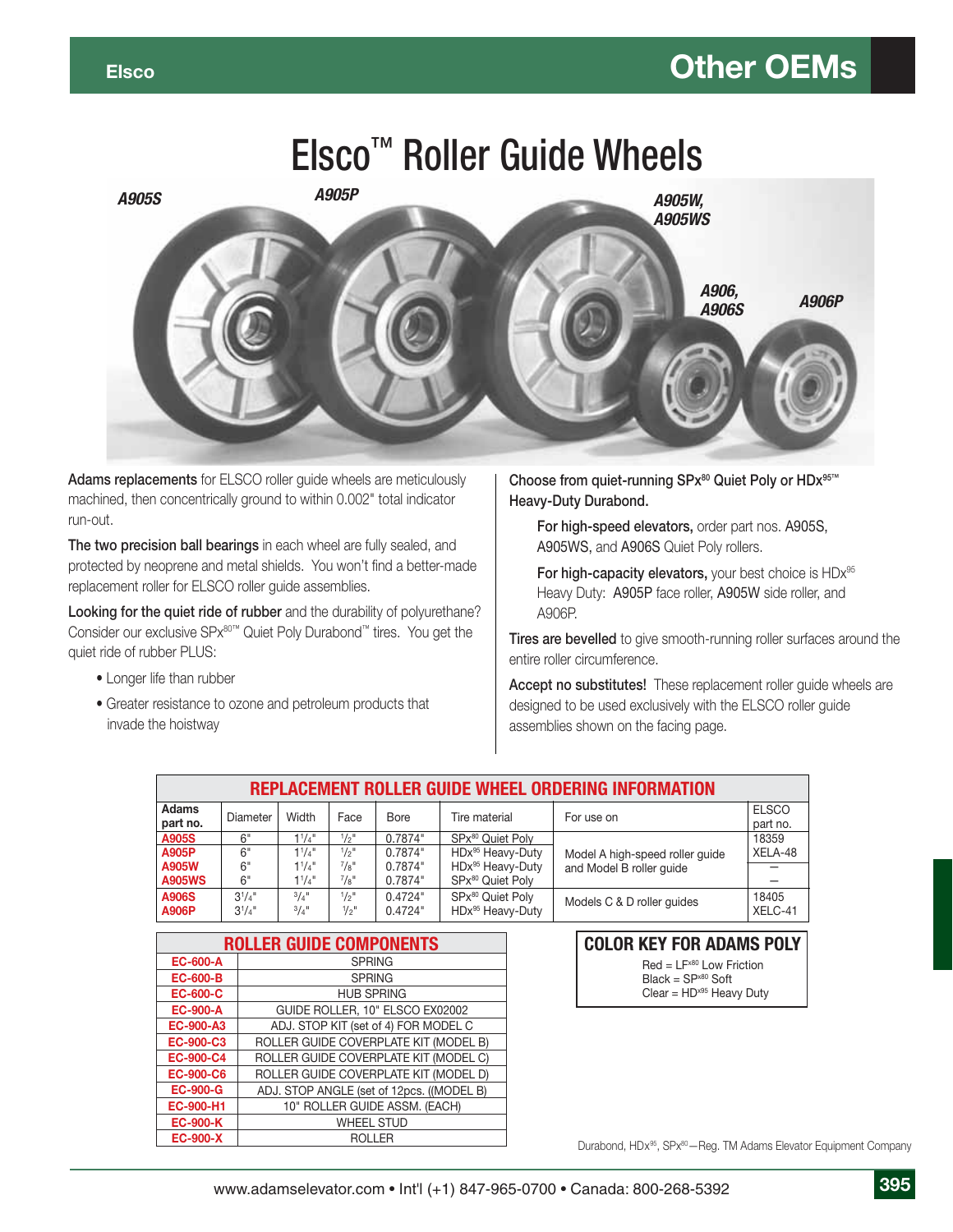# Elsco™ Roller Guide Wheels

A905S

A905P

A905W, A905WS

A906, A906S

A906P

**Adams replacements** for ELSCO roller guide wheels are meticulously machined, then concentrically ground to within 0.002" total indicator run-out.

**The two precision ball bearings** in each wheel are fully sealed, and protected by neoprene and metal shields. You won't find a better-made replacement roller for ELSCO roller guide assemblies.

**Looking for the quiet ride of rubber** and the durability of polyurethane? Consider our exclusive SPx80™ Quiet Poly Durabond™ tires. You get the quiet ride of rubber PLUS:

- Longer life than rubber
- Greater resistance to ozone and petroleum products that invade the hoistway

**Choose from quiet-running SPx80 Quiet Poly or HDx95™ Heavy-Duty Durabond.**

**For high-speed elevators,** order part nos. A905S, A905WS, and A906S Quiet Poly rollers.

**For high-capacity elevators,** your best choice is HDx95 Heavy Duty: A905P face roller, A905W side roller, and A906P.

**Tires are bevelled** to give smooth-running roller surfaces around the entire roller circumference.

**Accept no substitutes!** These replacement roller guide wheels are designed to be used exclusively with the ELSCO roller guide assemblies shown on the facing page.

## REPLACEMENT ROLLER GUIDE WHEEL ORDERING INFORMATION

| Adams part no. | Diameter | Width | Face | Bore | Tire material | For use on | ELSCO part no. |
|---|---|---|---|---|---|---|---|
| A905S | 6" | 1 1/4" | 1/2" | 0.7874" | SPx80 Quiet Poly | Model A high-speed roller guide and Model B roller guide | 18359 |
| A905P | 6" | 1 1/4" | 1/2" | 0.7874" | HDx95 Heavy-Duty | | XELA-48 |
| A905W | 6" | 1 1/4" | 7/8" | 0.7874" | HDx95 Heavy-Duty | | — |
| A905WS | 6" | 1 1/4" | 7/8" | 0.7874" | SPx80 Quiet Poly | | — |
| A906S | 3 1/4" | 3/4" | 1/2" | 0.4724" | SPx80 Quiet Poly | Models C & D roller guides | 18405 |
| A906P | 3 1/4" | 3/4" | 1/2" | 0.4724" | HDx95 Heavy-Duty | | XELC-41 |

## ROLLER GUIDE COMPONENTS

| Part no. | Description |
|---|---|
| EC-600-A | SPRING |
| EC-600-B | SPRING |
| EC-600-C | HUB SPRING |
| EC-900-A | GUIDE ROLLER, 10" ELSCO EX02002 |
| EC-900-A3 | ADJ. STOP KIT (set of 4) FOR MODEL C |
| EC-900-C3 | ROLLER GUIDE COVERPLATE KIT (MODEL B) |
| EC-900-C4 | ROLLER GUIDE COVERPLATE KIT (MODEL C) |
| EC-900-C6 | ROLLER GUIDE COVERPLATE KIT (MODEL D) |
| EC-900-G | ADJ. STOP ANGLE (set of 12pcs. ((MODEL B) |
| EC-900-H1 | 10" ROLLER GUIDE ASSM. (EACH) |
| EC-900-K | WHEEL STUD |
| EC-900-X | ROLLER |

## COLOR KEY FOR ADAMS POLY

Red = LFx80 Low Friction
Black = SPx80 Soft
Clear = HDx95 Heavy Duty

Durabond, HDx95, SPx80—Reg. TM Adams Elevator Equipment Company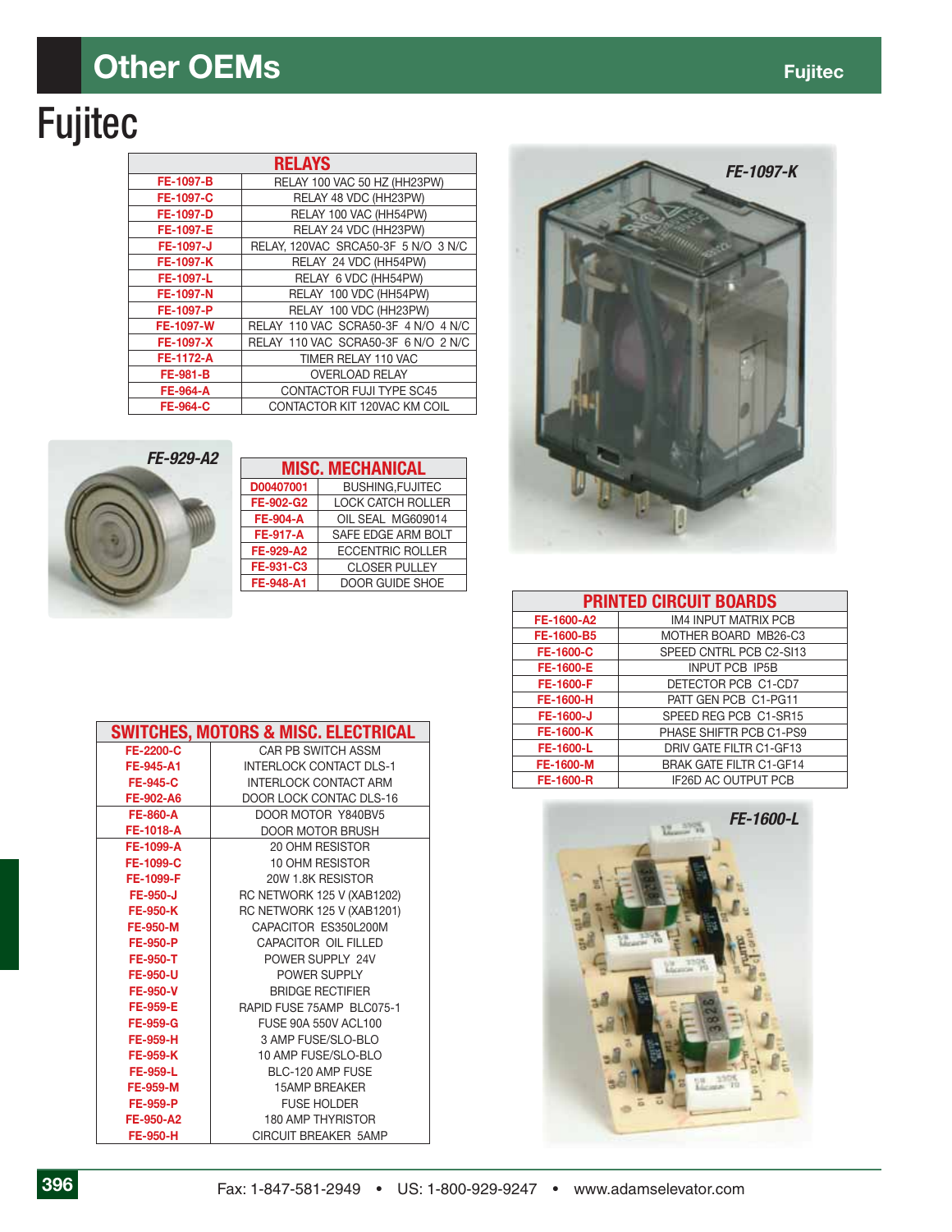# Fujitec

| RELAYS | |
|---|---|
| FE-1097-B | RELAY 100 VAC 50 HZ (HH23PW) |
| FE-1097-C | RELAY 48 VDC (HH23PW) |
| FE-1097-D | RELAY 100 VAC (HH54PW) |
| FE-1097-E | RELAY 24 VDC (HH23PW) |
| FE-1097-J | RELAY, 120VAC SRCA50-3F 5 N/O 3 N/C |
| FE-1097-K | RELAY 24 VDC (HH54PW) |
| FE-1097-L | RELAY 6 VDC (HH54PW) |
| FE-1097-N | RELAY 100 VDC (HH54PW) |
| FE-1097-P | RELAY 100 VDC (HH23PW) |
| FE-1097-W | RELAY 110 VAC SCRA50-3F 4 N/O 4 N/C |
| FE-1097-X | RELAY 110 VAC SCRA50-3F 6 N/O 2 N/C |
| FE-1172-A | TIMER RELAY 110 VAC |
| FE-981-B | OVERLOAD RELAY |
| FE-964-A | CONTACTOR FUJI TYPE SC45 |
| FE-964-C | CONTACTOR KIT 120VAC KM COIL |

FE-1097-K

FE-929-A2

| MISC. MECHANICAL | |
|---|---|
| D00407001 | BUSHING,FUJITEC |
| FE-902-G2 | LOCK CATCH ROLLER |
| FE-904-A | OIL SEAL MG609014 |
| FE-917-A | SAFE EDGE ARM BOLT |
| FE-929-A2 | ECCENTRIC ROLLER |
| FE-931-C3 | CLOSER PULLEY |
| FE-948-A1 | DOOR GUIDE SHOE |

| PRINTED CIRCUIT BOARDS | |
|---|---|
| FE-1600-A2 | IM4 INPUT MATRIX PCB |
| FE-1600-B5 | MOTHER BOARD MB26-C3 |
| FE-1600-C | SPEED CNTRL PCB C2-SI13 |
| FE-1600-E | INPUT PCB IP5B |
| FE-1600-F | DETECTOR PCB C1-CD7 |
| FE-1600-H | PATT GEN PCB C1-PG11 |
| FE-1600-J | SPEED REG PCB C1-SR15 |
| FE-1600-K | PHASE SHIFTR PCB C1-PS9 |
| FE-1600-L | DRIV GATE FILTR C1-GF13 |
| FE-1600-M | BRAK GATE FILTR C1-GF14 |
| FE-1600-R | IF26D AC OUTPUT PCB |

FE-1600-L

| SWITCHES, MOTORS & MISC. ELECTRICAL | |
|---|---|
| FE-2200-C | CAR PB SWITCH ASSM |
| FE-945-A1 | INTERLOCK CONTACT DLS-1 |
| FE-945-C | INTERLOCK CONTACT ARM |
| FE-902-A6 | DOOR LOCK CONTAC DLS-16 |
| FE-860-A | DOOR MOTOR Y840BV5 |
| FE-1018-A | DOOR MOTOR BRUSH |
| FE-1099-A | 20 OHM RESISTOR |
| FE-1099-C | 10 OHM RESISTOR |
| FE-1099-F | 20W 1.8K RESISTOR |
| FE-950-J | RC NETWORK 125 V (XAB1202) |
| FE-950-K | RC NETWORK 125 V (XAB1201) |
| FE-950-M | CAPACITOR ES350L200M |
| FE-950-P | CAPACITOR OIL FILLED |
| FE-950-T | POWER SUPPLY 24V |
| FE-950-U | POWER SUPPLY |
| FE-950-V | BRIDGE RECTIFIER |
| FE-959-E | RAPID FUSE 75AMP BLC075-1 |
| FE-959-G | FUSE 90A 550V ACL100 |
| FE-959-H | 3 AMP FUSE/SLO-BLO |
| FE-959-K | 10 AMP FUSE/SLO-BLO |
| FE-959-L | BLC-120 AMP FUSE |
| FE-959-M | 15AMP BREAKER |
| FE-959-P | FUSE HOLDER |
| FE-950-A2 | 180 AMP THYRISTOR |
| FE-950-H | CIRCUIT BREAKER 5AMP |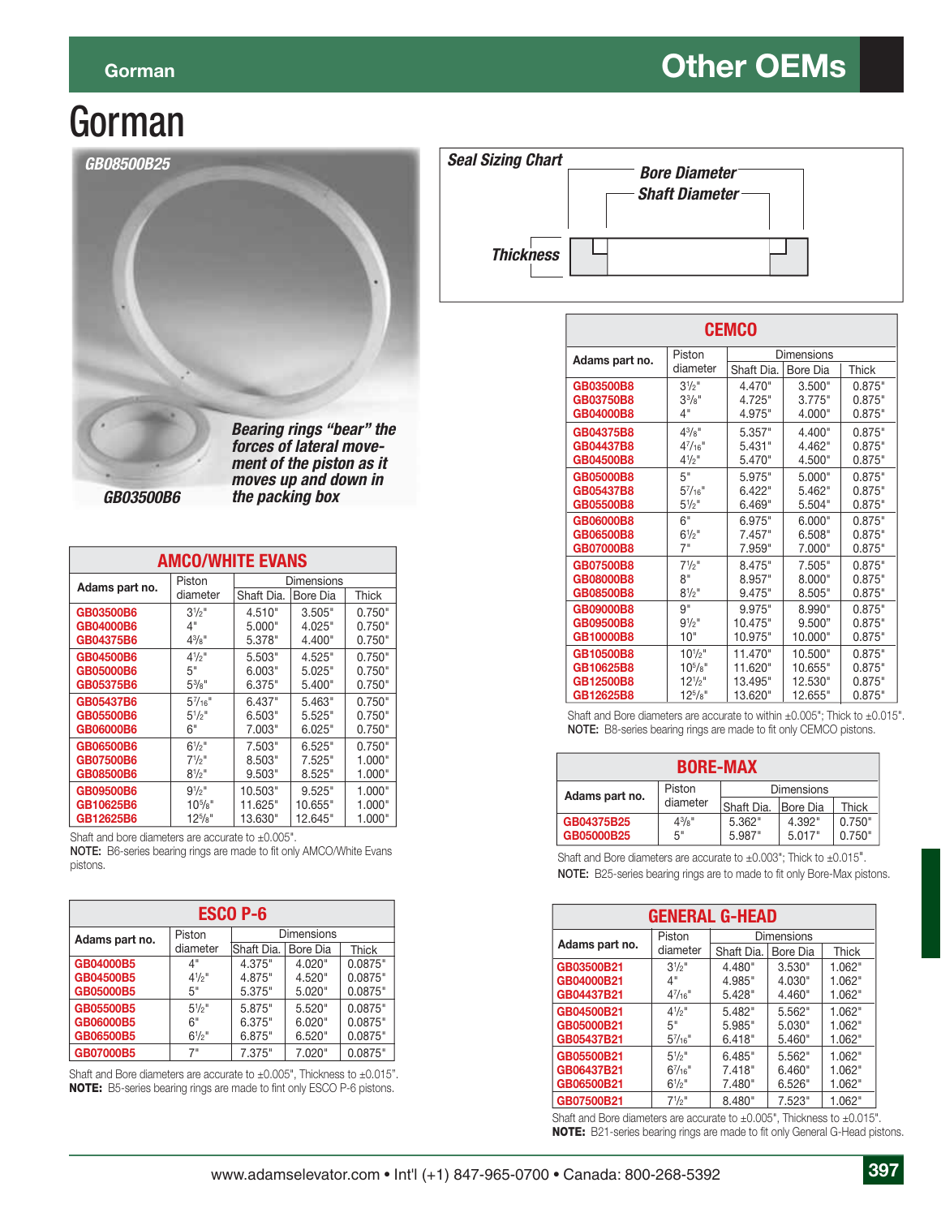# Gorman

GB08500B25

GB03500B6

*Bearing rings "bear" the forces of lateral movement of the piston as it moves up and down in the packing box*

**Seal Sizing Chart**

Bore Diameter

Shaft Diameter

Thickness

## AMCO/WHITE EVANS

| Adams part no. | Piston diameter | Dimensions | | |
|---|---|---|---|---|
| | | Shaft Dia. | Bore Dia | Thick |
| GB03500B6 | 3½" | 4.510" | 3.505" | 0.750" |
| GB04000B6 | 4" | 5.000" | 4.025" | 0.750" |
| GB04375B6 | 4⅜" | 5.378" | 4.400" | 0.750" |
| GB04500B6 | 4½" | 5.503" | 4.525" | 0.750" |
| GB05000B6 | 5" | 6.003" | 5.025" | 0.750" |
| GB05375B6 | 5⅜" | 6.375" | 5.400" | 0.750" |
| GB05437B6 | 5 7/16" | 6.437" | 5.463" | 0.750" |
| GB05500B6 | 5½" | 6.503" | 5.525" | 0.750" |
| GB06000B6 | 6" | 7.003" | 6.025" | 0.750" |
| GB06500B6 | 6½" | 7.503" | 6.525" | 0.750" |
| GB07500B6 | 7½" | 8.503" | 7.525" | 1.000" |
| GB08500B6 | 8½" | 9.503" | 8.525" | 1.000" |
| GB09500B6 | 9½" | 10.503" | 9.525" | 1.000" |
| GB10625B6 | 10⅝" | 11.625" | 10.655" | 1.000" |
| GB12625B6 | 12⅝" | 13.630" | 12.645" | 1.000" |

Shaft and bore diameters are accurate to ±0.005".
**NOTE:** B6-series bearing rings are made to fit only AMCO/White Evans pistons.

## ESCO P-6

| Adams part no. | Piston diameter | Dimensions | | |
|---|---|---|---|---|
| | | Shaft Dia. | Bore Dia | Thick |
| GB04000B5 | 4" | 4.375" | 4.020" | 0.0875" |
| GB04500B5 | 4½" | 4.875" | 4.520" | 0.0875" |
| GB05000B5 | 5" | 5.375" | 5.020" | 0.0875" |
| GB05500B5 | 5½" | 5.875" | 5.520" | 0.0875" |
| GB06000B5 | 6" | 6.375" | 6.020" | 0.0875" |
| GB06500B5 | 6½" | 6.875" | 6.520" | 0.0875" |
| GB07000B5 | 7" | 7.375" | 7.020" | 0.0875" |

Shaft and Bore diameters are accurate to ±0.005", Thickness to ±0.015".
**NOTE:** B5-series bearing rings are made to fint only ESCO P-6 pistons.

## CEMCO

| Adams part no. | Piston diameter | Dimensions | | |
|---|---|---|---|---|
| | | Shaft Dia. | Bore Dia | Thick |
| GB03500B8 | 3½" | 4.470" | 3.500" | 0.875" |
| GB03750B8 | 3¾" | 4.725" | 3.775" | 0.875" |
| GB04000B8 | 4" | 4.975" | 4.000" | 0.875" |
| GB04375B8 | 4⅜" | 5.357" | 4.400" | 0.875" |
| GB04437B8 | 4 7/16" | 5.431" | 4.462" | 0.875" |
| GB04500B8 | 4½" | 5.470" | 4.500" | 0.875" |
| GB05000B8 | 5" | 5.975" | 5.000" | 0.875" |
| GB05437B8 | 5 7/16" | 6.422" | 5.462" | 0.875" |
| GB05500B8 | 5½" | 6.469" | 5.504" | 0.875" |
| GB06000B8 | 6" | 6.975" | 6.000" | 0.875" |
| GB06500B8 | 6½" | 7.457" | 6.508" | 0.875" |
| GB07000B8 | 7" | 7.959" | 7.000" | 0.875" |
| GB07500B8 | 7½" | 8.475" | 7.505" | 0.875" |
| GB08000B8 | 8" | 8.957" | 8.000" | 0.875" |
| GB08500B8 | 8½" | 9.475" | 8.505" | 0.875" |
| GB09000B8 | 9" | 9.975" | 8.990" | 0.875" |
| GB09500B8 | 9½" | 10.475" | 9.500" | 0.875" |
| GB10000B8 | 10" | 10.975" | 10.000" | 0.875" |
| GB10500B8 | 10½" | 11.470" | 10.500" | 0.875" |
| GB10625B8 | 10⅝" | 11.620" | 10.655" | 0.875" |
| GB12500B8 | 12½" | 13.495" | 12.530" | 0.875" |
| GB12625B8 | 12⅝" | 13.620" | 12.655" | 0.875" |

Shaft and Bore diameters are accurate to within ±0.005"; Thick to ±0.015".
**NOTE:** B8-series bearing rings are made to fit only CEMCO pistons.

## BORE-MAX

| Adams part no. | Piston diameter | Dimensions | | |
|---|---|---|---|---|
| | | Shaft Dia. | Bore Dia | Thick |
| GB04375B25 | 4⅜" | 5.362" | 4.392" | 0.750" |
| GB05000B25 | 5" | 5.987" | 5.017" | 0.750" |

Shaft and Bore diameters are accurate to ±0.003"; Thick to ±0.015".
**NOTE:** B25-series bearing rings are to made to fit only Bore-Max pistons.

## GENERAL G-HEAD

| Adams part no. | Piston diameter | Dimensions | | |
|---|---|---|---|---|
| | | Shaft Dia. | Bore Dia | Thick |
| GB03500B21 | 3½" | 4.480" | 3.530" | 1.062" |
| GB04000B21 | 4" | 4.985" | 4.030" | 1.062" |
| GB04437B21 | 4 7/16" | 5.428" | 4.460" | 1.062" |
| GB04500B21 | 4½" | 5.482" | 5.562" | 1.062" |
| GB05000B21 | 5" | 5.985" | 5.030" | 1.062" |
| GB05437B21 | 5 7/16" | 6.418" | 5.460" | 1.062" |
| GB05500B21 | 5½" | 6.485" | 5.562" | 1.062" |
| GB06437B21 | 6 7/16" | 7.418" | 6.460" | 1.062" |
| GB06500B21 | 6½" | 7.480" | 6.526" | 1.062" |
| GB07500B21 | 7½" | 8.480" | 7.523" | 1.062" |

Shaft and Bore diameters are accurate to ±0.005", Thickness to ±0.015".
**NOTE:** B21-series bearing rings are made to fit only General G-Head pistons.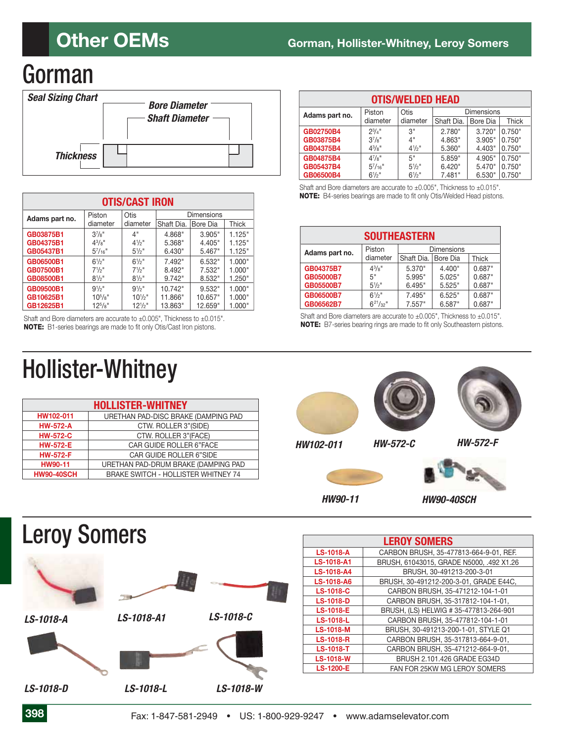# Other OEMs

Gorman, Hollister-Whitney, Leroy Somers

# Gorman

*Seal Sizing Chart*

*Bore Diameter*

*Shaft Diameter*

*Thickness*

| OTIS/CAST IRON | | | | | |
|---|---|---|---|---|---|
| Adams part no. | Piston diameter | Otis diameter | Dimensions | | |
| | | | Shaft Dia. | Bore Dia | Thick |
| GB03875B1 | 3⅞" | 4" | 4.868" | 3.905" | 1.125" |
| GB04375B1 | 4⅜" | 4½" | 5.368" | 4.405" | 1.125" |
| GB05437B1 | 5 7/16" | 5½" | 6.430" | 5.467" | 1.125" |
| GB06500B1 | 6½" | 6½" | 7.492" | 6.532" | 1.000" |
| GB07500B1 | 7½" | 7½" | 8.492" | 7.532" | 1.000" |
| GB08500B1 | 8½" | 8½" | 9.742" | 8.532" | 1.250" |
| GB09500B1 | 9½" | 9½" | 10.742" | 9.532" | 1.000" |
| GB10625B1 | 10⅝" | 10½" | 11.866" | 10.657" | 1.000" |
| GB12625B1 | 12⅝" | 12½" | 13.863" | 12.659" | 1.000" |

Shaft and Bore diameters are accurate to ±0.005", Thickness to ±0.015".
**NOTE:** B1-series bearings are made to fit only Otis/Cast Iron pistons.

| OTIS/WELDED HEAD | | | | | |
|---|---|---|---|---|---|
| Adams part no. | Piston diameter | Otis diameter | Dimensions | | |
| | | | Shaft Dia. | Bore Dia | Thick |
| GB02750B4 | 2¾" | 3" | 2.780" | 3.720" | 0.750" |
| GB03875B4 | 3⅞" | 4" | 4.863" | 3.905" | 0.750" |
| GB04375B4 | 4⅜" | 4½" | 5.360" | 4.403" | 0.750" |
| GB04875B4 | 4⅞" | 5" | 5.859" | 4.905" | 0.750" |
| GB05437B4 | 5 7/16" | 5½" | 6.420" | 5.470" | 0.750" |
| GB06500B4 | 6½" | 6½" | 7.481" | 6.530" | 0.750" |

Shaft and Bore diameters are accurate to ±0.005", Thickness to ±0.015".
**NOTE:** B4-series bearings are made to fit only Otis/Welded Head pistons.

| SOUTHEASTERN | | | | |
|---|---|---|---|---|
| Adams part no. | Piston diameter | Dimensions | | |
| | | Shaft Dia. | Bore Dia | Thick |
| GB04375B7 | 4⅜" | 5.370" | 4.400" | 0.687" |
| GB05000B7 | 5" | 5.995" | 5.025" | 0.687" |
| GB05500B7 | 5½" | 6.495" | 5.525" | 0.687" |
| GB06500B7 | 6½" | 7.495" | 6.525" | 0.687" |
| GB06562B7 | 6 21/32" | 7.557" | 6.587" | 0.687" |

Shaft and Bore diameters are accurate to ±0.005", Thickness to ±0.015".
**NOTE:** B7-series bearing rings are made to fit only Southeastern pistons.

# Hollister-Whitney

| HOLLISTER-WHITNEY | |
|---|---|
| HW102-011 | URETHAN PAD-DISC BRAKE (DAMPING PAD |
| HW-572-A | CTW. ROLLER 3"(SIDE) |
| HW-572-C | CTW. ROLLER 3"(FACE) |
| HW-572-E | CAR GUIDE ROLLER 6"FACE |
| HW-572-F | CAR GUIDE ROLLER 6"SIDE |
| HW90-11 | URETHAN PAD-DRUM BRAKE (DAMPING PAD |
| HW90-40SCH | BRAKE SWITCH - HOLLISTER WHITNEY 74 |

*HW102-011* *HW-572-C* *HW-572-F*

*HW90-11* *HW90-40SCH*

# Leroy Somers

*LS-1018-A* *LS-1018-A1* *LS-1018-C*

*LS-1018-D* *LS-1018-L* *LS-1018-W*

| LEROY SOMERS | |
|---|---|
| LS-1018-A | CARBON BRUSH, 35-477813-664-9-01, REF. |
| LS-1018-A1 | BRUSH, 61043015, GRADE N5000, .492 X1.26 |
| LS-1018-A4 | BRUSH, 30-491213-200-3-01 |
| LS-1018-A6 | BRUSH, 30-491212-200-3-01, GRADE E44C, |
| LS-1018-C | CARBON BRUSH, 35-471212-104-1-01 |
| LS-1018-D | CARBON BRUSH, 35-317812-104-1-01, |
| LS-1018-E | BRUSH, (LS) HELWIG # 35-477813-264-901 |
| LS-1018-L | CARBON BRUSH, 35-477812-104-1-01 |
| LS-1018-M | BRUSH, 30-491213-200-1-01, STYLE Q1 |
| LS-1018-R | CARBON BRUSH, 35-317813-664-9-01, |
| LS-1018-T | CARBON BRUSH, 35-471212-664-9-01, |
| LS-1018-W | BRUSH 2.101.426 GRADE EG34D |
| LS-1200-E | FAN FOR 25KW MG LEROY SOMERS |

Fax: 1-847-581-2949 • US: 1-800-929-9247 • www.adamselevator.com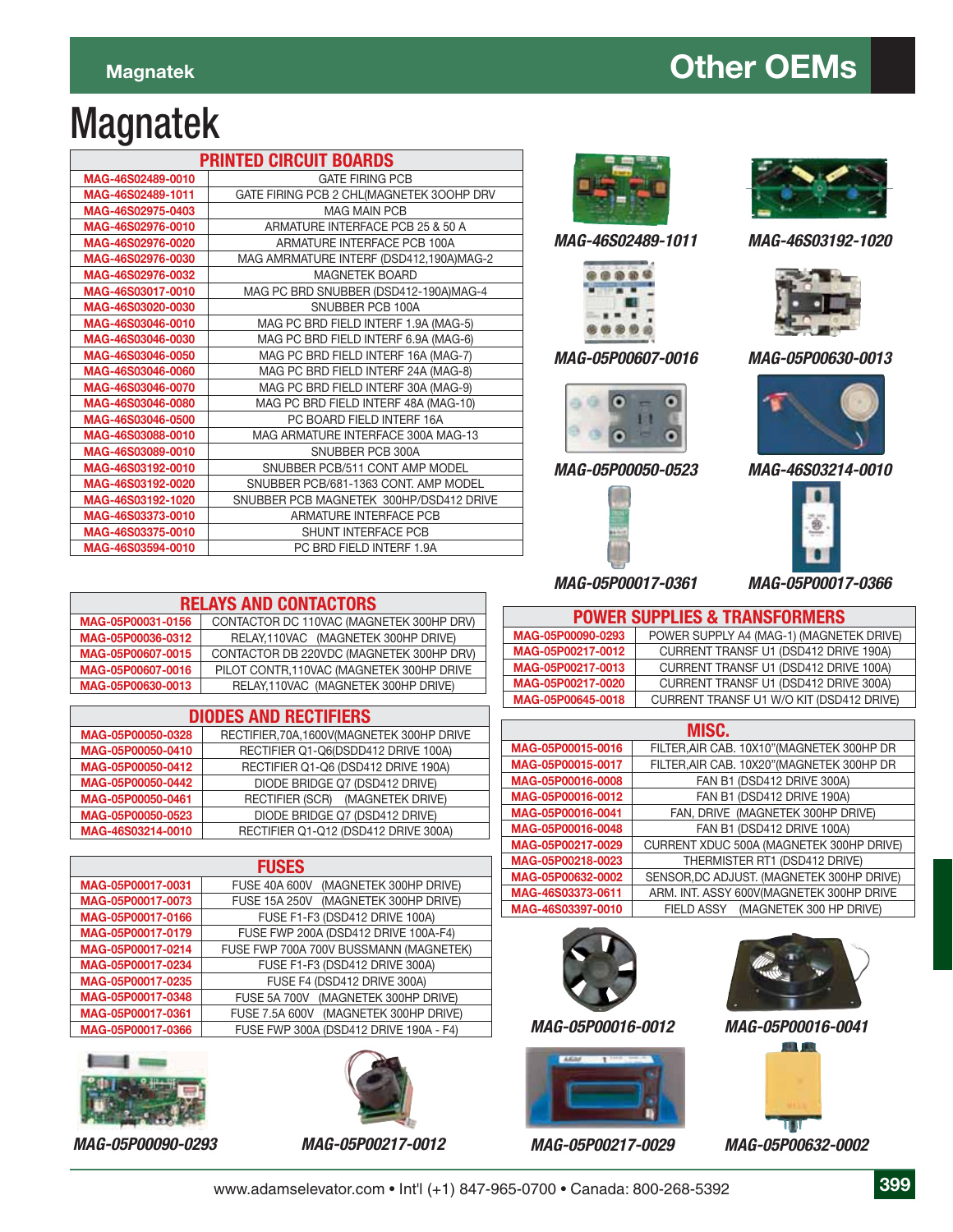# Magnatek

| PRINTED CIRCUIT BOARDS | |
|---|---|
| MAG-46S02489-0010 | GATE FIRING PCB |
| MAG-46S02489-1011 | GATE FIRING PCB 2 CHL(MAGNETEK 3OOHP DRV |
| MAG-46S02975-0403 | MAG MAIN PCB |
| MAG-46S02976-0010 | ARMATURE INTERFACE PCB 25 & 50 A |
| MAG-46S02976-0020 | ARMATURE INTERFACE PCB 100A |
| MAG-46S02976-0030 | MAG AMRMATURE INTERF (DSD412,190A)MAG-2 |
| MAG-46S02976-0032 | MAGNETEK BOARD |
| MAG-46S03017-0010 | MAG PC BRD SNUBBER (DSD412-190A)MAG-4 |
| MAG-46S03020-0030 | SNUBBER PCB 100A |
| MAG-46S03046-0010 | MAG PC BRD FIELD INTERF 1.9A (MAG-5) |
| MAG-46S03046-0030 | MAG PC BRD FIELD INTERF 6.9A (MAG-6) |
| MAG-46S03046-0050 | MAG PC BRD FIELD INTERF 16A (MAG-7) |
| MAG-46S03046-0060 | MAG PC BRD FIELD INTERF 24A (MAG-8) |
| MAG-46S03046-0070 | MAG PC BRD FIELD INTERF 30A (MAG-9) |
| MAG-46S03046-0080 | MAG PC BRD FIELD INTERF 48A (MAG-10) |
| MAG-46S03046-0500 | PC BOARD FIELD INTERF 16A |
| MAG-46S03088-0010 | MAG ARMATURE INTERFACE 300A MAG-13 |
| MAG-46S03089-0010 | SNUBBER PCB 300A |
| MAG-46S03192-0010 | SNUBBER PCB/511 CONT AMP MODEL |
| MAG-46S03192-0020 | SNUBBER PCB/681-1363 CONT. AMP MODEL |
| MAG-46S03192-1020 | SNUBBER PCB MAGNETEK 300HP/DSD412 DRIVE |
| MAG-46S03373-0010 | ARMATURE INTERFACE PCB |
| MAG-46S03375-0010 | SHUNT INTERFACE PCB |
| MAG-46S03594-0010 | PC BRD FIELD INTERF 1.9A |

MAG-46S02489-1011

MAG-46S03192-1020

MAG-05P00607-0016

MAG-05P00630-0013

MAG-05P00050-0523

MAG-46S03214-0010

MAG-05P00017-0361

MAG-05P00017-0366

| RELAYS AND CONTACTORS | |
|---|---|
| MAG-05P00031-0156 | CONTACTOR DC 110VAC (MAGNETEK 300HP DRV) |
| MAG-05P00036-0312 | RELAY,110VAC (MAGNETEK 300HP DRIVE) |
| MAG-05P00607-0015 | CONTACTOR DB 220VDC (MAGNETEK 300HP DRV) |
| MAG-05P00607-0016 | PILOT CONTR,110VAC (MAGNETEK 300HP DRIVE |
| MAG-05P00630-0013 | RELAY,110VAC (MAGNETEK 300HP DRIVE) |

| DIODES AND RECTIFIERS | |
|---|---|
| MAG-05P00050-0328 | RECTIFIER,70A,1600V(MAGNETEK 300HP DRIVE |
| MAG-05P00050-0410 | RECTIFIER Q1-Q6(DSD412 DRIVE 100A) |
| MAG-05P00050-0412 | RECTIFIER Q1-Q6 (DSD412 DRIVE 190A) |
| MAG-05P00050-0442 | DIODE BRIDGE Q7 (DSD412 DRIVE) |
| MAG-05P00050-0461 | RECTIFIER (SCR) (MAGNETEK DRIVE) |
| MAG-05P00050-0523 | DIODE BRIDGE Q7 (DSD412 DRIVE) |
| MAG-46S03214-0010 | RECTIFIER Q1-Q12 (DSD412 DRIVE 300A) |

| FUSES | |
|---|---|
| MAG-05P00017-0031 | FUSE 40A 600V (MAGNETEK 300HP DRIVE) |
| MAG-05P00017-0073 | FUSE 15A 250V (MAGNETEK 300HP DRIVE) |
| MAG-05P00017-0166 | FUSE F1-F3 (DSD412 DRIVE 100A) |
| MAG-05P00017-0179 | FUSE FWP 200A (DSD412 DRIVE 100A-F4) |
| MAG-05P00017-0214 | FUSE FWP 700A 700V BUSSMANN (MAGNETEK) |
| MAG-05P00017-0234 | FUSE F1-F3 (DSD412 DRIVE 300A) |
| MAG-05P00017-0235 | FUSE F4 (DSD412 DRIVE 300A) |
| MAG-05P00017-0348 | FUSE 5A 700V (MAGNETEK 300HP DRIVE) |
| MAG-05P00017-0361 | FUSE 7.5A 600V (MAGNETEK 300HP DRIVE) |
| MAG-05P00017-0366 | FUSE FWP 300A (DSD412 DRIVE 190A - F4) |

| POWER SUPPLIES & TRANSFORMERS | |
|---|---|
| MAG-05P00090-0293 | POWER SUPPLY A4 (MAG-1) (MAGNETEK DRIVE) |
| MAG-05P00217-0012 | CURRENT TRANSF U1 (DSD412 DRIVE 190A) |
| MAG-05P00217-0013 | CURRENT TRANSF U1 (DSD412 DRIVE 100A) |
| MAG-05P00217-0020 | CURRENT TRANSF U1 (DSD412 DRIVE 300A) |
| MAG-05P00645-0018 | CURRENT TRANSF U1 W/O KIT (DSD412 DRIVE) |

| MISC. | |
|---|---|
| MAG-05P00015-0016 | FILTER,AIR CAB. 10X10"(MAGNETEK 300HP DR |
| MAG-05P00015-0017 | FILTER,AIR CAB. 10X20"(MAGNETEK 300HP DR |
| MAG-05P00016-0008 | FAN B1 (DSD412 DRIVE 300A) |
| MAG-05P00016-0012 | FAN B1 (DSD412 DRIVE 190A) |
| MAG-05P00016-0041 | FAN, DRIVE (MAGNETEK 300HP DRIVE) |
| MAG-05P00016-0048 | FAN B1 (DSD412 DRIVE 100A) |
| MAG-05P00217-0029 | CURRENT XDUC 500A (MAGNETEK 300HP DRIVE) |
| MAG-05P00218-0023 | THERMISTER RT1 (DSD412 DRIVE) |
| MAG-05P00632-0002 | SENSOR,DC ADJUST. (MAGNETEK 300HP DRIVE) |
| MAG-46S03373-0611 | ARM. INT. ASSY 600V(MAGNETEK 300HP DRIVE |
| MAG-46S03397-0010 | FIELD ASSY (MAGNETEK 300 HP DRIVE) |

MAG-05P00016-0012

MAG-05P00016-0041

MAG-05P00090-0293

MAG-05P00217-0012

MAG-05P00217-0029

MAG-05P00632-0002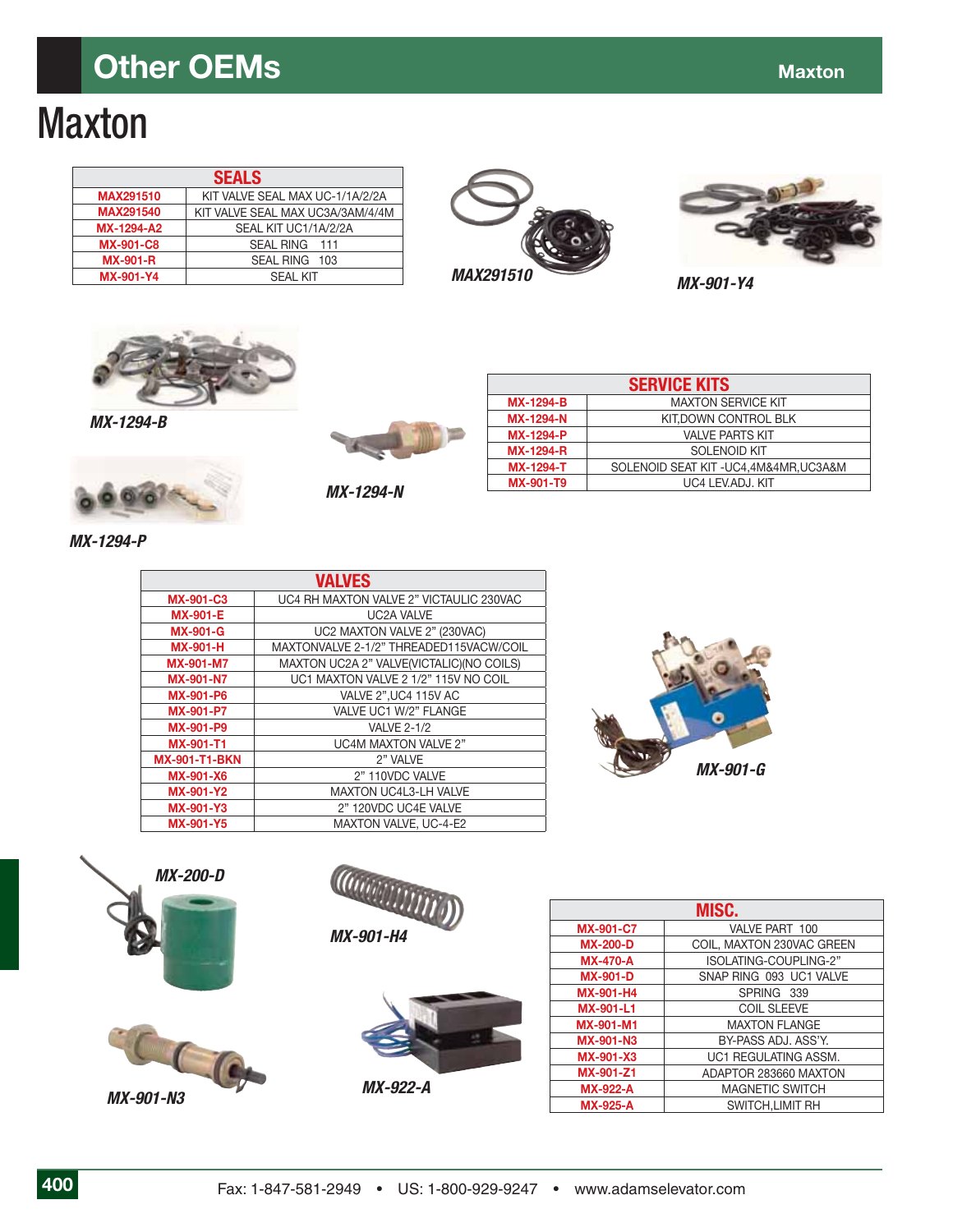# Maxton

| SEALS | |
|---|---|
| MAX291510 | KIT VALVE SEAL MAX UC-1/1A/2/2A |
| MAX291540 | KIT VALVE SEAL MAX UC3A/3AM/4/4M |
| MX-1294-A2 | SEAL KIT UC1/1A/2/2A |
| MX-901-C8 | SEAL RING 111 |
| MX-901-R | SEAL RING 103 |
| MX-901-Y4 | SEAL KIT |

MAX291510

MX-901-Y4

MX-1294-B

MX-1294-N

MX-1294-P

| SERVICE KITS | |
|---|---|
| MX-1294-B | MAXTON SERVICE KIT |
| MX-1294-N | KIT,DOWN CONTROL BLK |
| MX-1294-P | VALVE PARTS KIT |
| MX-1294-R | SOLENOID KIT |
| MX-1294-T | SOLENOID SEAT KIT -UC4,4M&4MR,UC3A&M |
| MX-901-T9 | UC4 LEV.ADJ. KIT |

| VALVES | |
|---|---|
| MX-901-C3 | UC4 RH MAXTON VALVE 2" VICTAULIC 230VAC |
| MX-901-E | UC2A VALVE |
| MX-901-G | UC2 MAXTON VALVE 2" (230VAC) |
| MX-901-H | MAXTONVALVE 2-1/2" THREADED115VACW/COIL |
| MX-901-M7 | MAXTON UC2A 2" VALVE(VICTALIC)(NO COILS) |
| MX-901-N7 | UC1 MAXTON VALVE 2 1/2" 115V NO COIL |
| MX-901-P6 | VALVE 2",UC4 115V AC |
| MX-901-P7 | VALVE UC1 W/2" FLANGE |
| MX-901-P9 | VALVE 2-1/2 |
| MX-901-T1 | UC4M MAXTON VALVE 2" |
| MX-901-T1-BKN | 2" VALVE |
| MX-901-X6 | 2" 110VDC VALVE |
| MX-901-Y2 | MAXTON UC4L3-LH VALVE |
| MX-901-Y3 | 2" 120VDC UC4E VALVE |
| MX-901-Y5 | MAXTON VALVE, UC-4-E2 |

MX-901-G

MX-200-D

MX-901-H4

MX-901-N3

MX-922-A

| MISC. | |
|---|---|
| MX-901-C7 | VALVE PART 100 |
| MX-200-D | COIL, MAXTON 230VAC GREEN |
| MX-470-A | ISOLATING-COUPLING-2" |
| MX-901-D | SNAP RING 093 UC1 VALVE |
| MX-901-H4 | SPRING 339 |
| MX-901-L1 | COIL SLEEVE |
| MX-901-M1 | MAXTON FLANGE |
| MX-901-N3 | BY-PASS ADJ. ASS'Y. |
| MX-901-X3 | UC1 REGULATING ASSM. |
| MX-901-Z1 | ADAPTOR 283660 MAXTON |
| MX-922-A | MAGNETIC SWITCH |
| MX-925-A | SWITCH,LIMIT RH |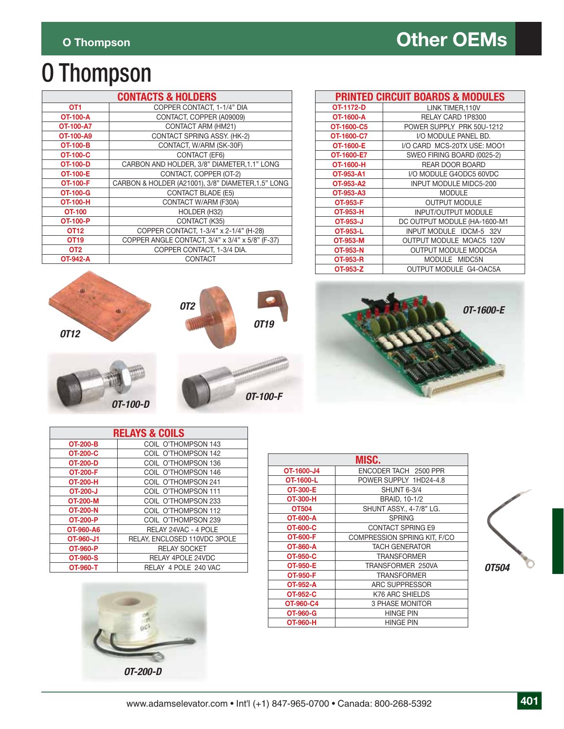# O Thompson

## Other OEMs

| CONTACTS & HOLDERS | |
|---|---|
| OT1 | COPPER CONTACT, 1-1/4" DIA |
| OT-100-A | CONTACT, COPPER (A09009) |
| OT-100-A7 | CONTACT ARM (HM21) |
| OT-100-A9 | CONTACT SPRING ASSY. (HK-2) |
| OT-100-B | CONTACT, W/ARM (SK-30F) |
| OT-100-C | CONTACT (EF6) |
| OT-100-D | CARBON AND HOLDER, 3/8" DIAMETER,1.1" LONG |
| OT-100-E | CONTACT, COPPER (OT-2) |
| OT-100-F | CARBON & HOLDER (A21001), 3/8" DIAMETER,1.5" LONG |
| OT-100-G | CONTACT BLADE (E5) |
| OT-100-H | CONTACT W/ARM (F30A) |
| OT-100 | HOLDER (H32) |
| OT-100-P | CONTACT (K35) |
| OT12 | COPPER CONTACT, 1-3/4" x 2-1/4" (H-28) |
| OT19 | COPPER ANGLE CONTACT, 3/4" x 3/4" x 5/8" (F-37) |
| OT2 | COPPER CONTACT, 1-3/4 DIA. |
| OT-942-A | CONTACT |

OT12

OT2

OT19

OT-100-D

OT-100-F

| PRINTED CIRCUIT BOARDS & MODULES | |
|---|---|
| OT-1172-D | LINK TIMER,110V |
| OT-1600-A | RELAY CARD 1P8300 |
| OT-1600-C5 | POWER SUPPLY PRK 50U-1212 |
| OT-1600-C7 | I/O MODULE PANEL BD. |
| OT-1600-E | I/O CARD MCS-20TX USE: MOO1 |
| OT-1600-E7 | SWEO FIRING BOARD (0025-2) |
| OT-1600-H | REAR DOOR BOARD |
| OT-953-A1 | I/O MODULE G4ODC5 60VDC |
| OT-953-A2 | INPUT MODULE MIDC5-200 |
| OT-953-A3 | MODULE |
| OT-953-F | OUTPUT MODULE |
| OT-953-H | INPUT/OUTPUT MODULE |
| OT-953-J | DC OUTPUT MODULE (HA-1600-M1 |
| OT-953-L | INPUT MODULE IDCM-5 32V |
| OT-953-M | OUTPUT MODULE MOAC5 120V |
| OT-953-N | OUTPUT MODULE MODC5A |
| OT-953-R | MODULE MIDC5N |
| OT-953-Z | OUTPUT MODULE G4-OAC5A |

OT-1600-E

| RELAYS & COILS | |
|---|---|
| OT-200-B | COIL O'THOMPSON 143 |
| OT-200-C | COIL O'THOMPSON 142 |
| OT-200-D | COIL O'THOMPSON 136 |
| OT-200-F | COIL O'THOMPSON 146 |
| OT-200-H | COIL O'THOMPSON 241 |
| OT-200-J | COIL O'THOMPSON 111 |
| OT-200-M | COIL O'THOMPSON 233 |
| OT-200-N | COIL O'THOMPSON 112 |
| OT-200-P | COIL O'THOMPSON 239 |
| OT-960-A6 | RELAY 24VAC - 4 POLE |
| OT-960-J1 | RELAY, ENCLOSED 110VDC 3POLE |
| OT-960-P | RELAY SOCKET |
| OT-960-S | RELAY 4POLE 24VDC |
| OT-960-T | RELAY 4 POLE 240 VAC |

OT-200-D

| MISC. | |
|---|---|
| OT-1600-J4 | ENCODER TACH 2500 PPR |
| OT-1600-L | POWER SUPPLY 1HD24-4.8 |
| OT-300-E | SHUNT 6-3/4 |
| OT-300-H | BRAID, 10-1/2 |
| OT504 | SHUNT ASSY., 4-7/8" LG. |
| OT-600-A | SPRING |
| OT-600-C | CONTACT SPRING E9 |
| OT-600-F | COMPRESSION SPRING KIT, F/CO |
| OT-860-A | TACH GENERATOR |
| OT-950-C | TRANSFORMER |
| OT-950-E | TRANSFORMER 250VA |
| OT-950-F | TRANSFORMER |
| OT-952-A | ARC SUPPRESSOR |
| OT-952-C | K76 ARC SHIELDS |
| OT-960-C4 | 3 PHASE MONITOR |
| OT-960-G | HINGE PIN |
| OT-960-H | HINGE PIN |

OT504

www.adamselevator.com • Int'l (+1) 847-965-0700 • Canada: 800-268-5392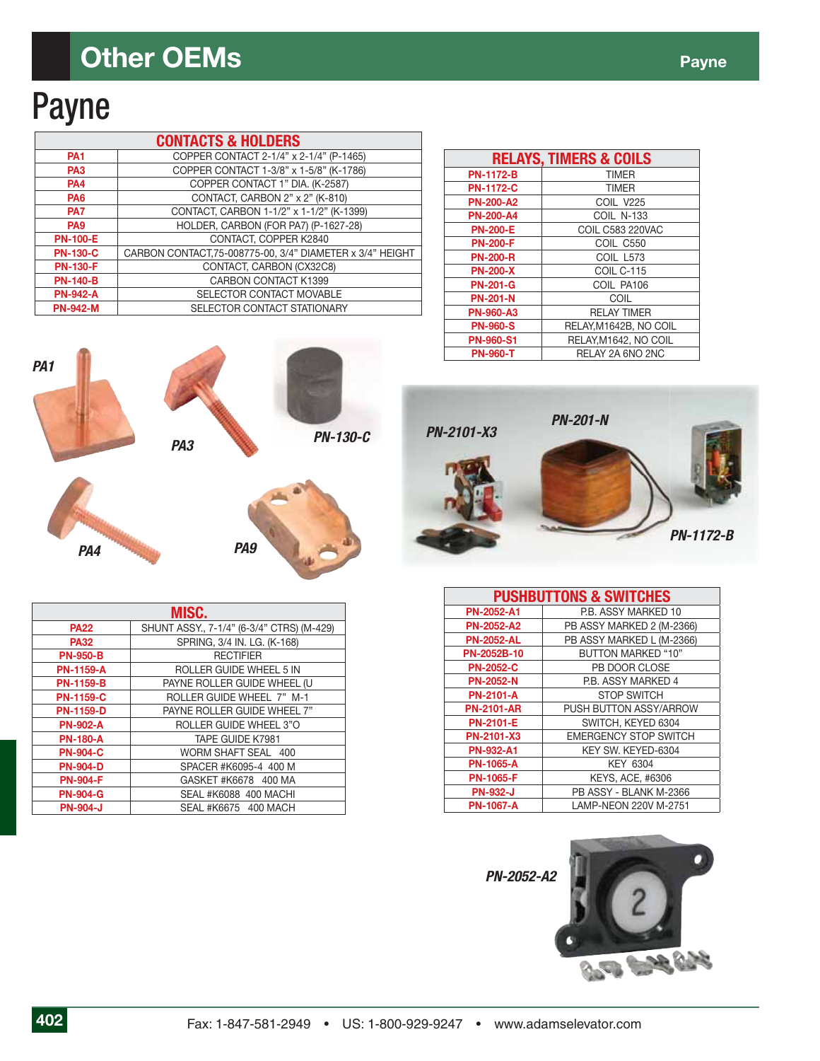# Other OEMs

# Payne

| CONTACTS & HOLDERS | |
|---|---|
| PA1 | COPPER CONTACT 2-1/4" x 2-1/4" (P-1465) |
| PA3 | COPPER CONTACT 1-3/8" x 1-5/8" (K-1786) |
| PA4 | COPPER CONTACT 1" DIA. (K-2587) |
| PA6 | CONTACT, CARBON 2" x 2" (K-810) |
| PA7 | CONTACT, CARBON 1-1/2" x 1-1/2" (K-1399) |
| PA9 | HOLDER, CARBON (FOR PA7) (P-1627-28) |
| PN-100-E | CONTACT, COPPER K2840 |
| PN-130-C | CARBON CONTACT,75-008775-00, 3/4" DIAMETER x 3/4" HEIGHT |
| PN-130-F | CONTACT, CARBON (CX32C8) |
| PN-140-B | CARBON CONTACT K1399 |
| PN-942-A | SELECTOR CONTACT MOVABLE |
| PN-942-M | SELECTOR CONTACT STATIONARY |

PA1 PA3 PN-130-C PA4 PA9

| RELAYS, TIMERS & COILS | |
|---|---|
| PN-1172-B | TIMER |
| PN-1172-C | TIMER |
| PN-200-A2 | COIL V225 |
| PN-200-A4 | COIL N-133 |
| PN-200-E | COIL C583 220VAC |
| PN-200-F | COIL C550 |
| PN-200-R | COIL L573 |
| PN-200-X | COIL C-115 |
| PN-201-G | COIL PA106 |
| PN-201-N | COIL |
| PN-960-A3 | RELAY TIMER |
| PN-960-S | RELAY,M1642B, NO COIL |
| PN-960-S1 | RELAY,M1642, NO COIL |
| PN-960-T | RELAY 2A 6NO 2NC |

PN-2101-X3 PN-201-N PN-1172-B

| MISC. | |
|---|---|
| PA22 | SHUNT ASSY., 7-1/4" (6-3/4" CTRS) (M-429) |
| PA32 | SPRING, 3/4 IN. LG. (K-168) |
| PN-950-B | RECTIFIER |
| PN-1159-A | ROLLER GUIDE WHEEL 5 IN |
| PN-1159-B | PAYNE ROLLER GUIDE WHEEL (U |
| PN-1159-C | ROLLER GUIDE WHEEL 7" M-1 |
| PN-1159-D | PAYNE ROLLER GUIDE WHEEL 7" |
| PN-902-A | ROLLER GUIDE WHEEL 3"O |
| PN-180-A | TAPE GUIDE K7981 |
| PN-904-C | WORM SHAFT SEAL 400 |
| PN-904-D | SPACER #K6095-4 400 M |
| PN-904-F | GASKET #K6678 400 MA |
| PN-904-G | SEAL #K6088 400 MACHI |
| PN-904-J | SEAL #K6675 400 MACH |

| PUSHBUTTONS & SWITCHES | |
|---|---|
| PN-2052-A1 | P.B. ASSY MARKED 10 |
| PN-2052-A2 | PB ASSY MARKED 2 (M-2366) |
| PN-2052-AL | PB ASSY MARKED L (M-2366) |
| PN-2052B-10 | BUTTON MARKED "10" |
| PN-2052-C | PB DOOR CLOSE |
| PN-2052-N | P.B. ASSY MARKED 4 |
| PN-2101-A | STOP SWITCH |
| PN-2101-AR | PUSH BUTTON ASSY/ARROW |
| PN-2101-E | SWITCH, KEYED 6304 |
| PN-2101-X3 | EMERGENCY STOP SWITCH |
| PN-932-A1 | KEY SW. KEYED-6304 |
| PN-1065-A | KEY 6304 |
| PN-1065-F | KEYS, ACE, #6306 |
| PN-932-J | PB ASSY - BLANK M-2366 |
| PN-1067-A | LAMP-NEON 220V M-2751 |

PN-2052-A2

Fax: 1-847-581-2949 • US: 1-800-929-9247 • www.adamselevator.com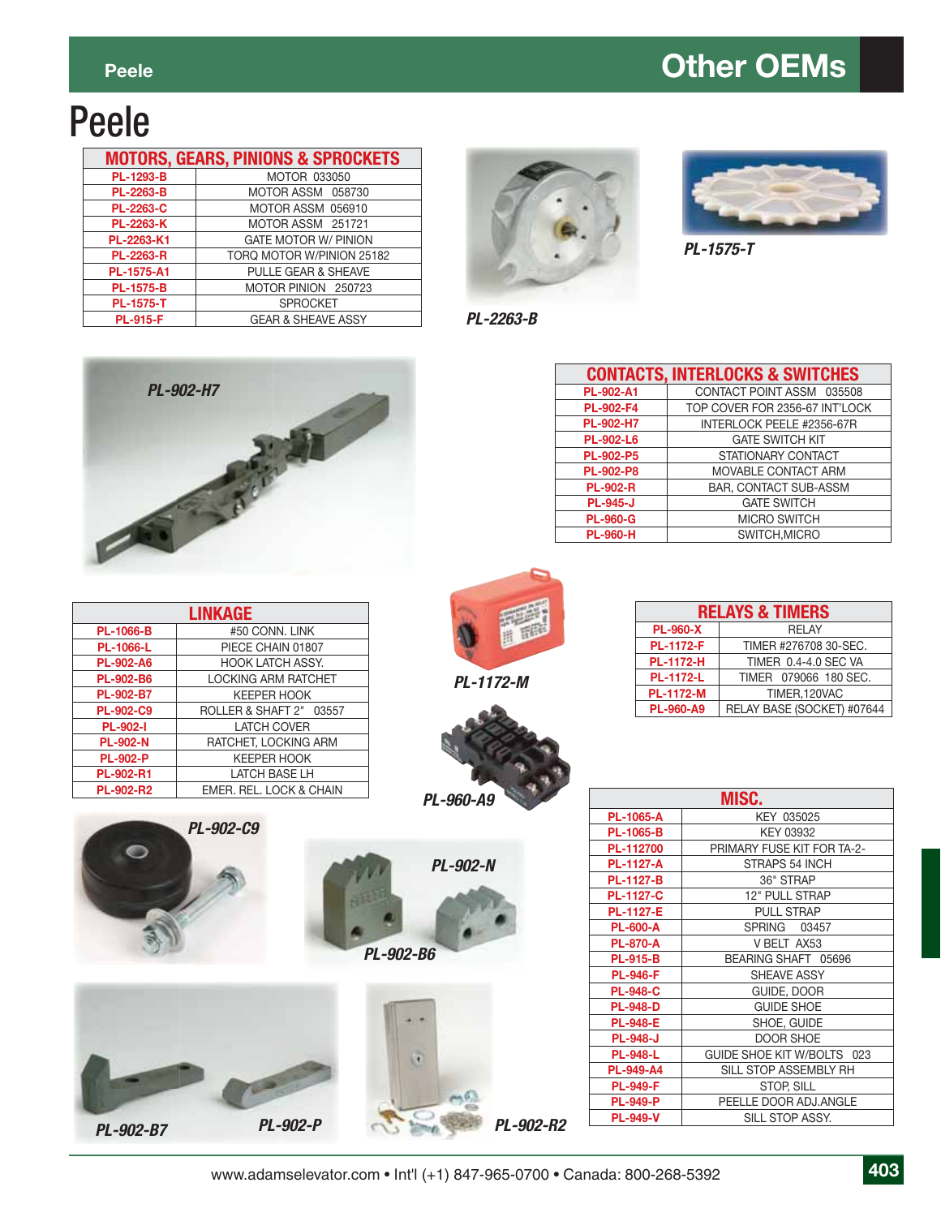# Peele

| MOTORS, GEARS, PINIONS & SPROCKETS | |
|---|---|
| PL-1293-B | MOTOR 033050 |
| PL-2263-B | MOTOR ASSM 058730 |
| PL-2263-C | MOTOR ASSM 056910 |
| PL-2263-K | MOTOR ASSM 251721 |
| PL-2263-K1 | GATE MOTOR W/ PINION |
| PL-2263-R | TORQ MOTOR W/PINION 25182 |
| PL-1575-A1 | PULLE GEAR & SHEAVE |
| PL-1575-B | MOTOR PINION 250723 |
| PL-1575-T | SPROCKET |
| PL-915-F | GEAR & SHEAVE ASSY |

PL-2263-B

PL-1575-T

PL-902-H7

| CONTACTS, INTERLOCKS & SWITCHES | |
|---|---|
| PL-902-A1 | CONTACT POINT ASSM 035508 |
| PL-902-F4 | TOP COVER FOR 2356-67 INT'LOCK |
| PL-902-H7 | INTERLOCK PEELE #2356-67R |
| PL-902-L6 | GATE SWITCH KIT |
| PL-902-P5 | STATIONARY CONTACT |
| PL-902-P8 | MOVABLE CONTACT ARM |
| PL-902-R | BAR, CONTACT SUB-ASSM |
| PL-945-J | GATE SWITCH |
| PL-960-G | MICRO SWITCH |
| PL-960-H | SWITCH,MICRO |

| LINKAGE | |
|---|---|
| PL-1066-B | #50 CONN. LINK |
| PL-1066-L | PIECE CHAIN 01807 |
| PL-902-A6 | HOOK LATCH ASSY. |
| PL-902-B6 | LOCKING ARM RATCHET |
| PL-902-B7 | KEEPER HOOK |
| PL-902-C9 | ROLLER & SHAFT 2" 03557 |
| PL-902-I | LATCH COVER |
| PL-902-N | RATCHET, LOCKING ARM |
| PL-902-P | KEEPER HOOK |
| PL-902-R1 | LATCH BASE LH |
| PL-902-R2 | EMER. REL. LOCK & CHAIN |

PL-1172-M

PL-960-A9

| RELAYS & TIMERS | |
|---|---|
| PL-960-X | RELAY |
| PL-1172-F | TIMER #276708 30-SEC. |
| PL-1172-H | TIMER 0.4-4.0 SEC VA |
| PL-1172-L | TIMER 079066 180 SEC. |
| PL-1172-M | TIMER,120VAC |
| PL-960-A9 | RELAY BASE (SOCKET) #07644 |

| MISC. | |
|---|---|
| PL-1065-A | KEY 035025 |
| PL-1065-B | KEY 03932 |
| PL-112700 | PRIMARY FUSE KIT FOR TA-2- |
| PL-1127-A | STRAPS 54 INCH |
| PL-1127-B | 36" STRAP |
| PL-1127-C | 12" PULL STRAP |
| PL-1127-E | PULL STRAP |
| PL-600-A | SPRING 03457 |
| PL-870-A | V BELT AX53 |
| PL-915-B | BEARING SHAFT 05696 |
| PL-946-F | SHEAVE ASSY |
| PL-948-C | GUIDE, DOOR |
| PL-948-D | GUIDE SHOE |
| PL-948-E | SHOE, GUIDE |
| PL-948-J | DOOR SHOE |
| PL-948-L | GUIDE SHOE KIT W/BOLTS 023 |
| PL-949-A4 | SILL STOP ASSEMBLY RH |
| PL-949-F | STOP, SILL |
| PL-949-P | PEELLE DOOR ADJ.ANGLE |
| PL-949-V | SILL STOP ASSY. |

PL-902-C9

PL-902-N

PL-902-B6

PL-902-B7

PL-902-P

PL-902-R2

www.adamselevator.com • Int'l (+1) 847-965-0700 • Canada: 800-268-5392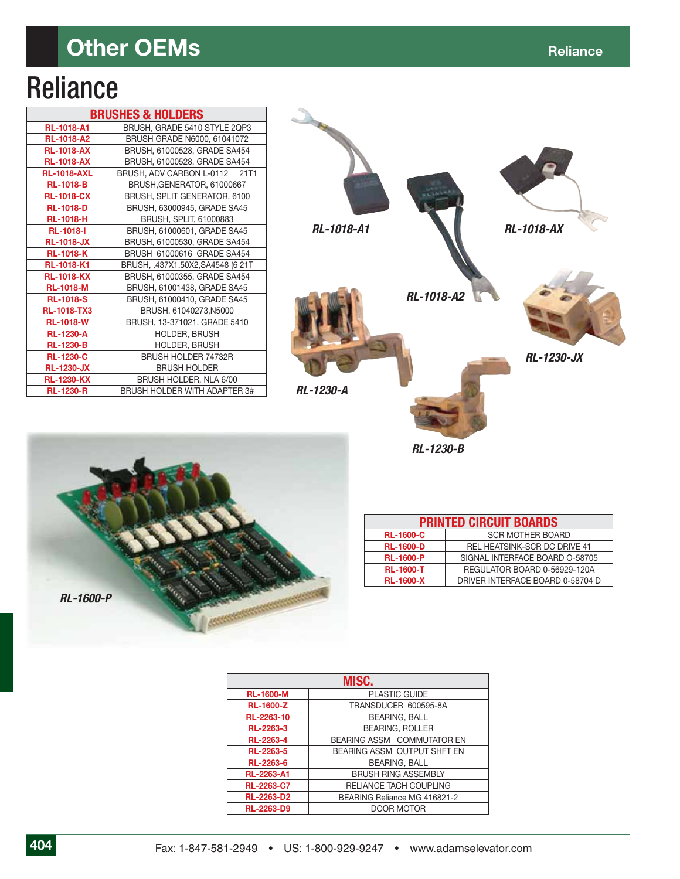# Other OEMs

# Reliance

| BRUSHES & HOLDERS | |
|---|---|
| RL-1018-A1 | BRUSH, GRADE 5410 STYLE 2QP3 |
| RL-1018-A2 | BRUSH GRADE N6000, 61041072 |
| RL-1018-AX | BRUSH, 61000528, GRADE SA454 |
| RL-1018-AX | BRUSH, 61000528, GRADE SA454 |
| RL-1018-AXL | BRUSH, ADV CARBON L-0112 21T1 |
| RL-1018-B | BRUSH,GENERATOR, 61000667 |
| RL-1018-CX | BRUSH, SPLIT GENERATOR, 6100 |
| RL-1018-D | BRUSH, 63000945, GRADE SA45 |
| RL-1018-H | BRUSH, SPLIT, 61000883 |
| RL-1018-I | BRUSH, 61000601, GRADE SA45 |
| RL-1018-JX | BRUSH, 61000530, GRADE SA454 |
| RL-1018-K | BRUSH 61000616 GRADE SA454 |
| RL-1018-K1 | BRUSH, .437X1.50X2,SA4548 (6 21T |
| RL-1018-KX | BRUSH, 61000355, GRADE SA454 |
| RL-1018-M | BRUSH, 61001438, GRADE SA45 |
| RL-1018-S | BRUSH, 61000410, GRADE SA45 |
| RL-1018-TX3 | BRUSH, 61040273,N5000 |
| RL-1018-W | BRUSH, 13-371021, GRADE 5410 |
| RL-1230-A | HOLDER, BRUSH |
| RL-1230-B | HOLDER, BRUSH |
| RL-1230-C | BRUSH HOLDER 74732R |
| RL-1230-JX | BRUSH HOLDER |
| RL-1230-KX | BRUSH HOLDER, NLA 6/00 |
| RL-1230-R | BRUSH HOLDER WITH ADAPTER 3# |

RL-1018-A1

RL-1018-A2

RL-1018-AX

RL-1230-JX

RL-1230-A

RL-1230-B

RL-1600-P

| PRINTED CIRCUIT BOARDS | |
|---|---|
| RL-1600-C | SCR MOTHER BOARD |
| RL-1600-D | REL HEATSINK-SCR DC DRIVE 41 |
| RL-1600-P | SIGNAL INTERFACE BOARD O-58705 |
| RL-1600-T | REGULATOR BOARD 0-56929-120A |
| RL-1600-X | DRIVER INTERFACE BOARD 0-58704 D |

| MISC. | |
|---|---|
| RL-1600-M | PLASTIC GUIDE |
| RL-1600-Z | TRANSDUCER 600595-8A |
| RL-2263-10 | BEARING, BALL |
| RL-2263-3 | BEARING, ROLLER |
| RL-2263-4 | BEARING ASSM COMMUTATOR EN |
| RL-2263-5 | BEARING ASSM OUTPUT SHFT EN |
| RL-2263-6 | BEARING, BALL |
| RL-2263-A1 | BRUSH RING ASSEMBLY |
| RL-2263-C7 | RELIANCE TACH COUPLING |
| RL-2263-D2 | BEARING Reliance MG 416821-2 |
| RL-2263-D9 | DOOR MOTOR |

Fax: 1-847-581-2949 • US: 1-800-929-9247 • www.adamselevator.com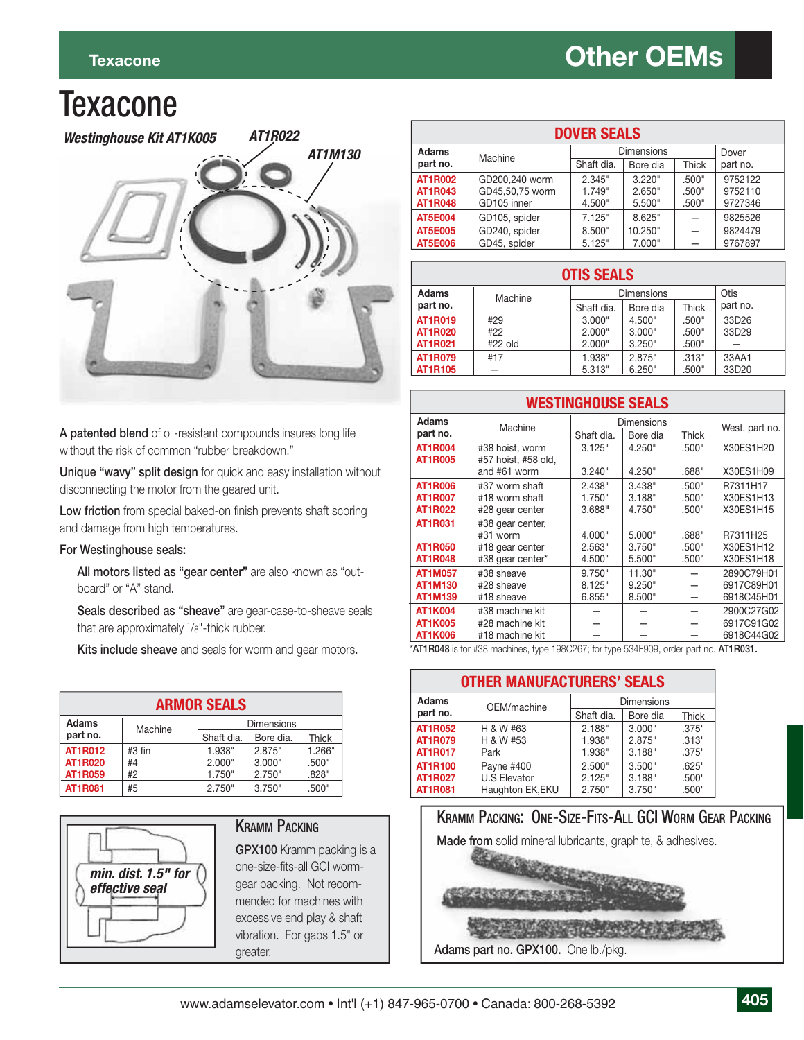# Texacone

*Westinghouse Kit AT1K005* *AT1R022* *AT1M130*

**A patented blend** of oil-resistant compounds insures long life without the risk of common “rubber breakdown.”

**Unique “wavy” split design** for quick and easy installation without disconnecting the motor from the geared unit.

**Low friction** from special baked-on finish prevents shaft scoring and damage from high temperatures.

**For Westinghouse seals:**

**All motors listed as “gear center”** are also known as “out-board” or “A” stand.

**Seals described as “sheave”** are gear-case-to-sheave seals that are approximately 1/8"-thick rubber.

**Kits include sheave** and seals for worm and gear motors.

## ARMOR SEALS

| Adams part no. | Machine | Dimensions | | |
|---|---|---|---|---|
| | | Shaft dia. | Bore dia. | Thick |
| AT1R012 | #3 fin | 1.938" | 2.875" | 1.266" |
| AT1R020 | #4 | 2.000" | 3.000" | .500" |
| AT1R059 | #2 | 1.750" | 2.750" | .828" |
| AT1R081 | #5 | 2.750" | 3.750" | .500" |

## Kramm Packing

min. dist. 1.5" for effective seal

**GPX100** Kramm packing is a one-size-fits-all GCI worm-gear packing. Not recommended for machines with excessive end play & shaft vibration. For gaps 1.5" or greater.

## DOVER SEALS

| Adams part no. | Machine | Dimensions | | | Dover part no. |
|---|---|---|---|---|---|
| | | Shaft dia. | Bore dia | Thick | |
| AT1R002 | GD200,240 worm | 2.345" | 3.220" | .500" | 9752122 |
| AT1R043 | GD45,50,75 worm | 1.749" | 2.650" | .500" | 9752110 |
| AT1R048 | GD105 inner | 4.500" | 5.500" | .500" | 9727346 |
| AT5E004 | GD105, spider | 7.125" | 8.625" | – | 9825526 |
| AT5E005 | GD240, spider | 8.500" | 10.250" | – | 9824479 |
| AT5E006 | GD45, spider | 5.125" | 7.000" | – | 9767897 |

## OTIS SEALS

| Adams part no. | Machine | Dimensions | | | Otis part no. |
|---|---|---|---|---|---|
| | | Shaft dia. | Bore dia | Thick | |
| AT1R019 | #29 | 3.000" | 4.500" | .500" | 33D26 |
| AT1R020 | #22 | 2.000" | 3.000" | .500" | 33D29 |
| AT1R021 | #22 old | 2.000" | 3.250" | .500" | – |
| AT1R079 | #17 | 1.938" | 2.875" | .313" | 33AA1 |
| AT1R105 | – | 5.313" | 6.250" | .500" | 33D20 |

## WESTINGHOUSE SEALS

| Adams part no. | Machine | Dimensions | | | West. part no. |
|---|---|---|---|---|---|
| | | Shaft dia. | Bore dia | Thick | |
| AT1R004 | #38 hoist, worm | 3.125" | 4.250" | .500" | X30ES1H20 |
| AT1R005 | #57 hoist, #58 old, and #61 worm | 3.240" | 4.250" | .688" | X30ES1H09 |
| AT1R006 | #37 worm shaft | 2.438" | 3.438" | .500" | R7311H17 |
| AT1R007 | #18 worm shaft | 1.750" | 3.188" | .500" | X30ES1H13 |
| AT1R022 | #28 gear center | 3.688" | 4.750" | .500" | X30ES1H15 |
| AT1R031 | #38 gear center, #31 worm | 4.000" | 5.000" | .688" | R7311H25 |
| AT1R050 | #18 gear center | 2.563" | 3.750" | .500" | X30ES1H12 |
| AT1R048 | #38 gear center* | 4.500" | 5.500" | .500" | X30ES1H18 |
| AT1M057 | #38 sheave | 9.750" | 11.30" | – | 2890C79H01 |
| AT1M130 | #28 sheave | 8.125" | 9.250" | – | 6917C89H01 |
| AT1M139 | #18 sheave | 6.855" | 8.500" | – | 6918C45H01 |
| AT1K004 | #38 machine kit | – | – | – | 2900C27G02 |
| AT1K005 | #28 machine kit | – | – | – | 6917C91G02 |
| AT1K006 | #18 machine kit | – | – | – | 6918C44G02 |

*AT1R048 is for #38 machines, type 198C267; for type 534F909, order part no. **AT1R031.**

## OTHER MANUFACTURERS' SEALS

| Adams part no. | OEM/machine | Dimensions | | |
|---|---|---|---|---|
| | | Shaft dia. | Bore dia | Thick |
| AT1R052 | H & W #63 | 2.188" | 3.000" | .375" |
| AT1R079 | H & W #53 | 1.938" | 2.875" | .313" |
| AT1R017 | Park | 1.938" | 3.188" | .375" |
| AT1R100 | Payne #400 | 2.500" | 3.500" | .625" |
| AT1R027 | U.S Elevator | 2.125" | 3.188" | .500" |
| AT1R081 | Haughton EK,EKU | 2.750" | 3.750" | .500" |

## Kramm Packing: One-Size-Fits-All GCI Worm Gear Packing

**Made from** solid mineral lubricants, graphite, & adhesives.

**Adams part no. GPX100.** One lb./pkg.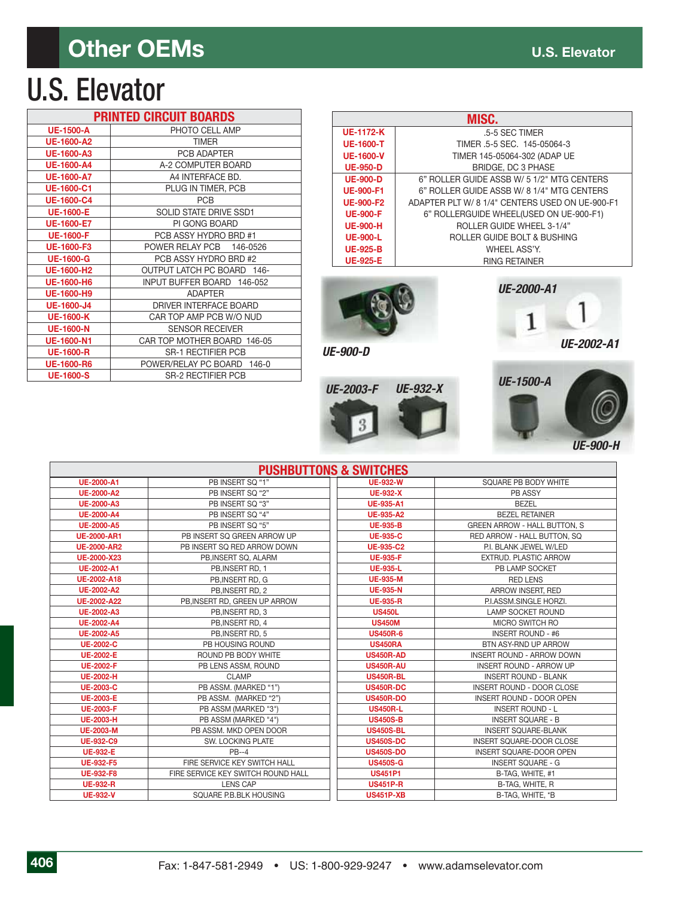# Other OEMs

# U.S. Elevator

| PRINTED CIRCUIT BOARDS | |
|---|---|
| UE-1500-A | PHOTO CELL AMP |
| UE-1600-A2 | TIMER |
| UE-1600-A3 | PCB ADAPTER |
| UE-1600-A4 | A-2 COMPUTER BOARD |
| UE-1600-A7 | A4 INTERFACE BD. |
| UE-1600-C1 | PLUG IN TIMER, PCB |
| UE-1600-C4 | PCB |
| UE-1600-E | SOLID STATE DRIVE SSD1 |
| UE-1600-E7 | PI GONG BOARD |
| UE-1600-F | PCB ASSY HYDRO BRD #1 |
| UE-1600-F3 | POWER RELAY PCB 146-0526 |
| UE-1600-G | PCB ASSY HYDRO BRD #2 |
| UE-1600-H2 | OUTPUT LATCH PC BOARD 146- |
| UE-1600-H6 | INPUT BUFFER BOARD 146-052 |
| UE-1600-H9 | ADAPTER |
| UE-1600-J4 | DRIVER INTERFACE BOARD |
| UE-1600-K | CAR TOP AMP PCB W/O NUD |
| UE-1600-N | SENSOR RECEIVER |
| UE-1600-N1 | CAR TOP MOTHER BOARD 146-05 |
| UE-1600-R | SR-1 RECTIFIER PCB |
| UE-1600-R6 | POWER/RELAY PC BOARD 146-0 |
| UE-1600-S | SR-2 RECTIFIER PCB |

| MISC. | |
|---|---|
| UE-1172-K | .5-5 SEC TIMER |
| UE-1600-T | TIMER .5-5 SEC. 145-05064-3 |
| UE-1600-V | TIMER 145-05064-302 (ADAP UE |
| UE-950-D | BRIDGE, DC 3 PHASE |
| UE-900-D | 6" ROLLER GUIDE ASSB W/ 5 1/2" MTG CENTERS |
| UE-900-F1 | 6" ROLLER GUIDE ASSB W/ 8 1/4" MTG CENTERS |
| UE-900-F2 | ADAPTER PLT W/ 8 1/4" CENTERS USED ON UE-900-F1 |
| UE-900-F | 6" ROLLERGUIDE WHEEL(USED ON UE-900-F1) |
| UE-900-H | ROLLER GUIDE WHEEL 3-1/4" |
| UE-900-L | ROLLER GUIDE BOLT & BUSHING |
| UE-925-B | WHEEL ASS'Y. |
| UE-925-E | RING RETAINER |

UE-900-D

UE-2000-A1

UE-2002-A1

UE-2003-F

UE-932-X

UE-1500-A

UE-900-H

| PUSHBUTTONS & SWITCHES | | | |
|---|---|---|---|
| UE-2000-A1 | PB INSERT SQ "1" | UE-932-W | SQUARE PB BODY WHITE |
| UE-2000-A2 | PB INSERT SQ "2" | UE-932-X | PB ASSY |
| UE-2000-A3 | PB INSERT SQ "3" | UE-935-A1 | BEZEL |
| UE-2000-A4 | PB INSERT SQ "4" | UE-935-A2 | BEZEL RETAINER |
| UE-2000-A5 | PB INSERT SQ "5" | UE-935-B | GREEN ARROW - HALL BUTTON, S |
| UE-2000-AR1 | PB INSERT SQ GREEN ARROW UP | UE-935-C | RED ARROW - HALL BUTTON, SQ |
| UE-2000-AR2 | PB INSERT SQ RED ARROW DOWN | UE-935-C2 | P.I. BLANK JEWEL W/LED |
| UE-2000-X23 | PB,INSERT SQ, ALARM | UE-935-F | EXTRUD. PLASTIC ARROW |
| UE-2002-A1 | PB,INSERT RD, 1 | UE-935-L | PB LAMP SOCKET |
| UE-2002-A18 | PB,INSERT RD, G | UE-935-M | RED LENS |
| UE-2002-A2 | PB,INSERT RD, 2 | UE-935-N | ARROW INSERT, RED |
| UE-2002-A22 | PB,INSERT RD, GREEN UP ARROW | UE-935-R | P.I.ASSM.SINGLE HORZI. |
| UE-2002-A3 | PB,INSERT RD, 3 | US450L | LAMP SOCKET ROUND |
| UE-2002-A4 | PB,INSERT RD, 4 | US450M | MICRO SWITCH RO |
| UE-2002-A5 | PB,INSERT RD, 5 | US450R-6 | INSERT ROUND - #6 |
| UE-2002-C | PB HOUSING ROUND | US450RA | BTN ASY-RND UP ARROW |
| UE-2002-E | ROUND PB BODY WHITE | US450R-AD | INSERT ROUND - ARROW DOWN |
| UE-2002-F | PB LENS ASSM, ROUND | US450R-AU | INSERT ROUND - ARROW UP |
| UE-2002-H | CLAMP | US450R-BL | INSERT ROUND - BLANK |
| UE-2003-C | PB ASSM. (MARKED "1") | US450R-DC | INSERT ROUND - DOOR CLOSE |
| UE-2003-E | PB ASSM. (MARKED "2") | US450R-DO | INSERT ROUND - DOOR OPEN |
| UE-2003-F | PB ASSM (MARKED "3") | US450R-L | INSERT ROUND - L |
| UE-2003-H | PB ASSM (MARKED "4") | US450S-B | INSERT SQUARE - B |
| UE-2003-M | PB ASSM. MKD OPEN DOOR | US450S-BL | INSERT SQUARE-BLANK |
| UE-932-C9 | SW. LOCKING PLATE | US450S-DC | INSERT SQUARE-DOOR CLOSE |
| UE-932-E | PB--4 | US450S-DO | INSERT SQUARE-DOOR OPEN |
| UE-932-F5 | FIRE SERVICE KEY SWITCH HALL | US450S-G | INSERT SQUARE - G |
| UE-932-F8 | FIRE SERVICE KEY SWITCH ROUND HALL | US451P1 | B-TAG, WHITE, #1 |
| UE-932-R | LENS CAP | US451P-R | B-TAG, WHITE, R |
| UE-932-V | SQUARE P.B.BLK HOUSING | US451P-XB | B-TAG, WHITE, *B |

Fax: 1-847-581-2949 • US: 1-800-929-9247 • www.adamselevator.com